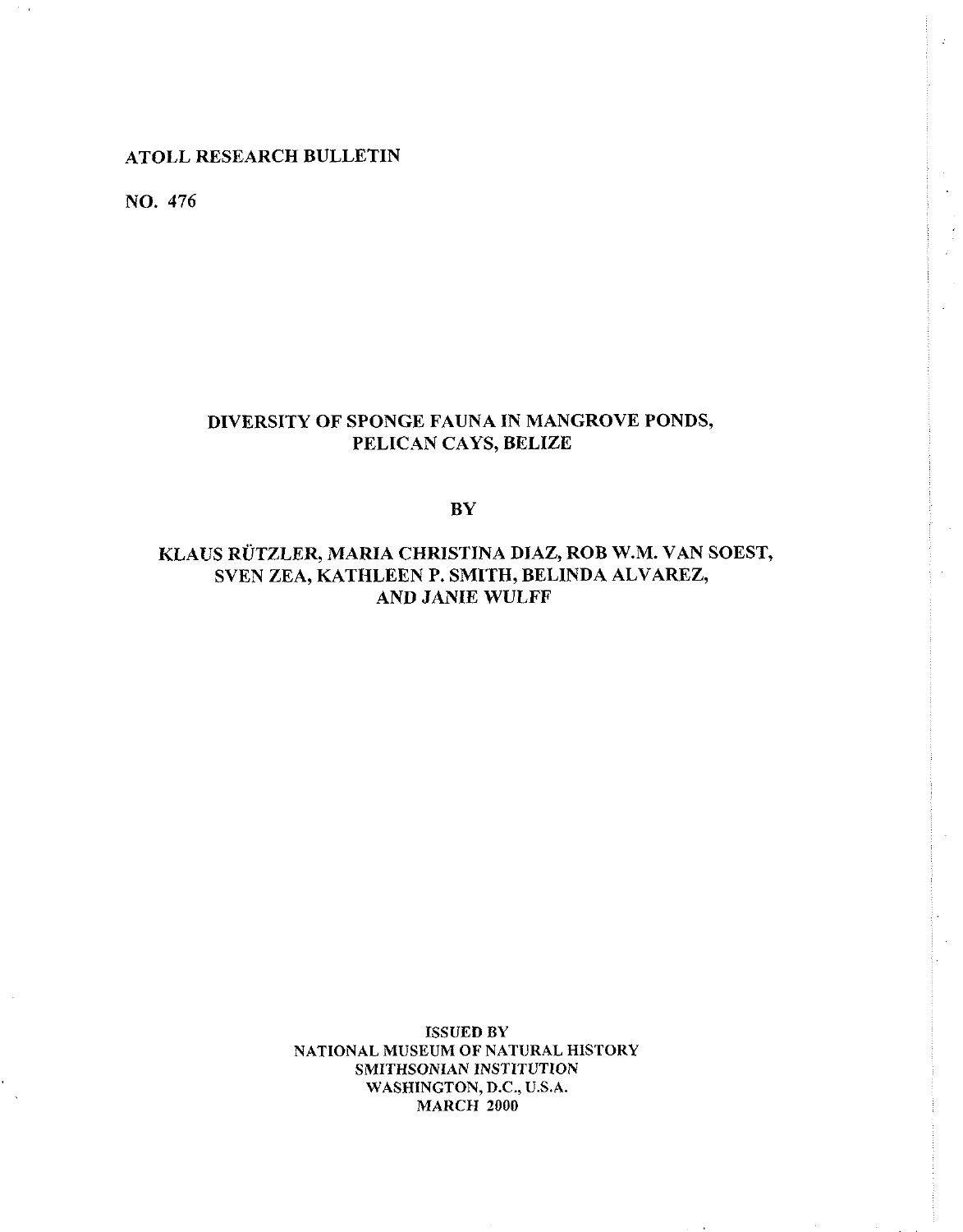ATOLL RESEARCH BULLETIN

NO. 476

# DIVERSITY OF SPONGE FAUNA IN MANGROVE PONDS, PELICAN CAYS, BELIZE

BY

KLAUS RÜTZLER, MARIA CHRISTINA DIAZ, ROB W.M. VAN SOEST, SVEN ZEA, KATHLEEN P. SMITH, BELINDA ALVAREZ, AND JANIE WULFF

ISSUED BY
NATIONAL MUSEUM OF NATURAL HISTORY
SMITHSONIAN INSTITUTION
WASHINGTON, D.C., U.S.A.
MARCH 2000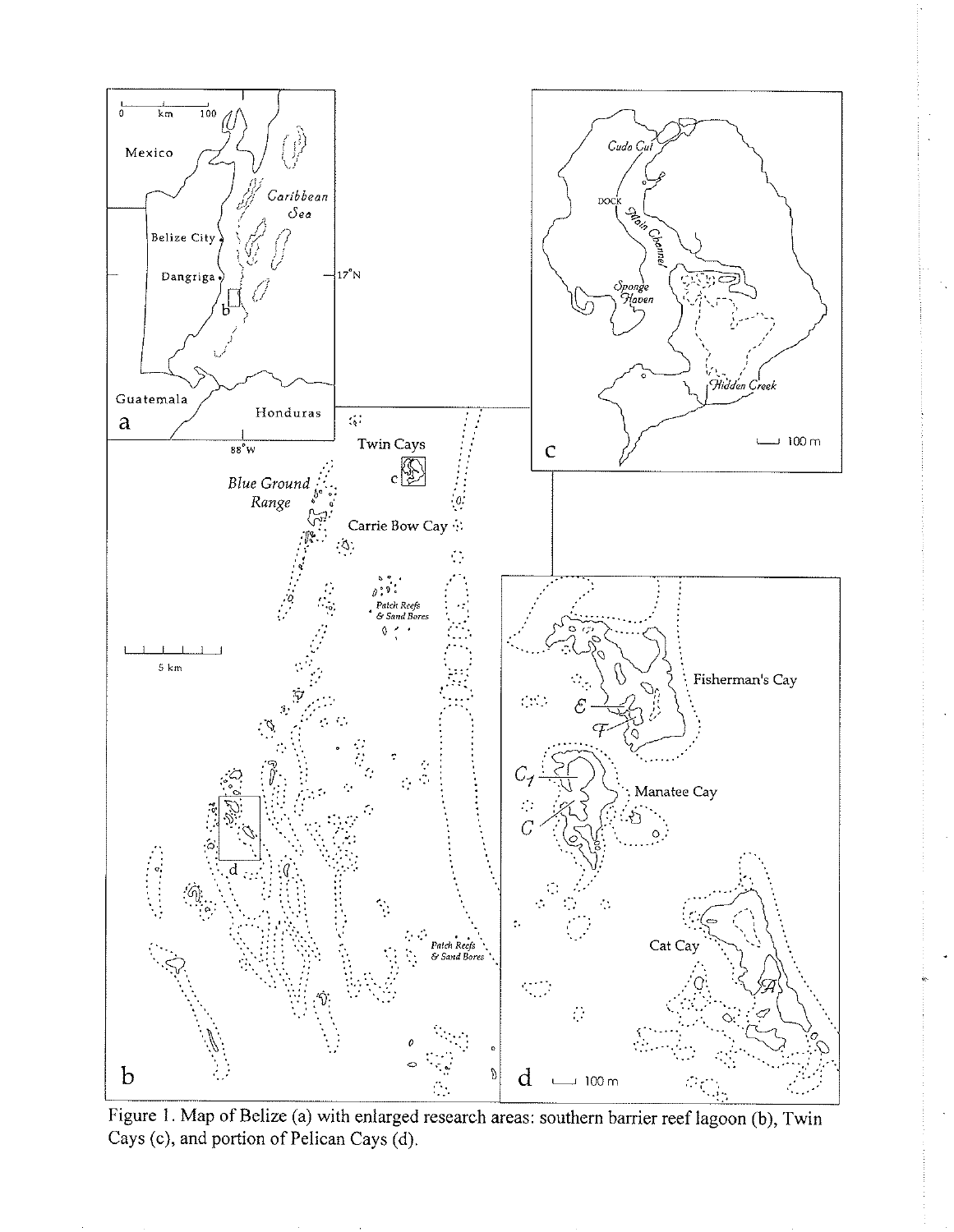Figure 1. Map of Belize (a) with enlarged research areas: southern barrier reef lagoon (b), Twin Cays (c), and portion of Pelican Cays (d).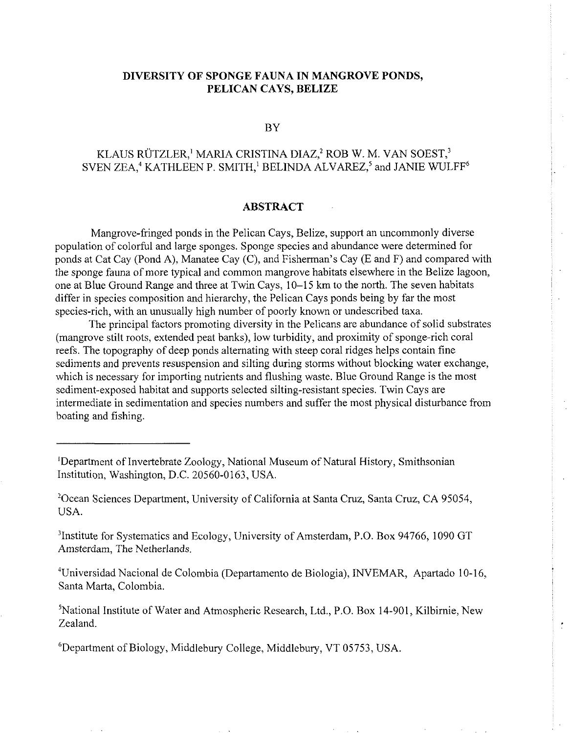# DIVERSITY OF SPONGE FAUNA IN MANGROVE PONDS, PELICAN CAYS, BELIZE

BY

KLAUS RÜTZLER,[1] MARIA CRISTINA DIAZ,[2] ROB W. M. VAN SOEST,[3] SVEN ZEA,[4] KATHLEEN P. SMITH,[1] BELINDA ALVAREZ,[5] and JANIE WULFF[6]

## ABSTRACT

Mangrove-fringed ponds in the Pelican Cays, Belize, support an uncommonly diverse population of colorful and large sponges. Sponge species and abundance were determined for ponds at Cat Cay (Pond A), Manatee Cay (C), and Fisherman's Cay (E and F) and compared with the sponge fauna of more typical and common mangrove habitats elsewhere in the Belize lagoon, one at Blue Ground Range and three at Twin Cays, 10–15 km to the north. The seven habitats differ in species composition and hierarchy, the Pelican Cays ponds being by far the most species-rich, with an unusually high number of poorly known or undescribed taxa.

The principal factors promoting diversity in the Pelicans are abundance of solid substrates (mangrove stilt roots, extended peat banks), low turbidity, and proximity of sponge-rich coral reefs. The topography of deep ponds alternating with steep coral ridges helps contain fine sediments and prevents resuspension and silting during storms without blocking water exchange, which is necessary for importing nutrients and flushing waste. Blue Ground Range is the most sediment-exposed habitat and supports selected silting-resistant species. Twin Cays are intermediate in sedimentation and species numbers and suffer the most physical disturbance from boating and fishing.

---

[1]Department of Invertebrate Zoology, National Museum of Natural History, Smithsonian Institution, Washington, D.C. 20560-0163, USA.

[2]Ocean Sciences Department, University of California at Santa Cruz, Santa Cruz, CA 95054, USA.

[3]Institute for Systematics and Ecology, University of Amsterdam, P.O. Box 94766, 1090 GT Amsterdam, The Netherlands.

[4]Universidad Nacional de Colombia (Departamento de Biologia), INVEMAR, Apartado 10-16, Santa Marta, Colombia.

[5]National Institute of Water and Atmospheric Research, Ltd., P.O. Box 14-901, Kilbirnie, New Zealand.

[6]Department of Biology, Middlebury College, Middlebury, VT 05753, USA.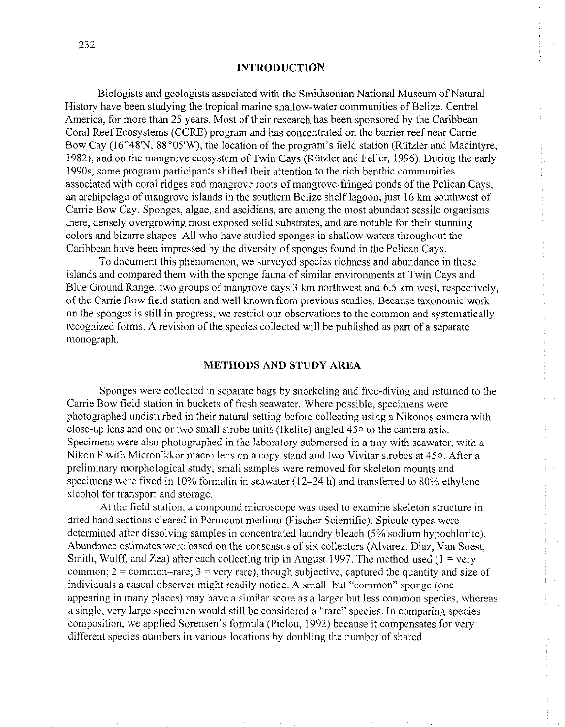## INTRODUCTION

Biologists and geologists associated with the Smithsonian National Museum of Natural History have been studying the tropical marine shallow-water communities of Belize, Central America, for more than 25 years. Most of their research has been sponsored by the Caribbean Coral Reef Ecosystems (CCRE) program and has concentrated on the barrier reef near Carrie Bow Cay (16°48'N, 88°05'W), the location of the program's field station (Rützler and Macintyre, 1982), and on the mangrove ecosystem of Twin Cays (Rützler and Feller, 1996). During the early 1990s, some program participants shifted their attention to the rich benthic communities associated with coral ridges and mangrove roots of mangrove-fringed ponds of the Pelican Cays, an archipelago of mangrove islands in the southern Belize shelf lagoon, just 16 km southwest of Carrie Bow Cay. Sponges, algae, and ascidians, are among the most abundant sessile organisms there, densely overgrowing most exposed solid substrates, and are notable for their stunning colors and bizarre shapes. All who have studied sponges in shallow waters throughout the Caribbean have been impressed by the diversity of sponges found in the Pelican Cays.

To document this phenomenon, we surveyed species richness and abundance in these islands and compared them with the sponge fauna of similar environments at Twin Cays and Blue Ground Range, two groups of mangrove cays 3 km northwest and 6.5 km west, respectively, of the Carrie Bow field station and well known from previous studies. Because taxonomic work on the sponges is still in progress, we restrict our observations to the common and systematically recognized forms. A revision of the species collected will be published as part of a separate monograph.

## METHODS AND STUDY AREA

Sponges were collected in separate bags by snorkeling and free-diving and returned to the Carrie Bow field station in buckets of fresh seawater. Where possible, specimens were photographed undisturbed in their natural setting before collecting using a Nikonos camera with close-up lens and one or two small strobe units (Ikelite) angled 45° to the camera axis. Specimens were also photographed in the laboratory submersed in a tray with seawater, with a Nikon F with Micronikkor macro lens on a copy stand and two Vivitar strobes at 45°. After a preliminary morphological study, small samples were removed for skeleton mounts and specimens were fixed in 10% formalin in seawater (12–24 h) and transferred to 80% ethylene alcohol for transport and storage.

At the field station, a compound microscope was used to examine skeleton structure in dried hand sections cleared in Permount medium (Fischer Scientific). Spicule types were determined after dissolving samples in concentrated laundry bleach (5% sodium hypochlorite). Abundance estimates were based on the consensus of six collectors (Alvarez, Diaz, Van Soest, Smith, Wulff, and Zea) after each collecting trip in August 1997. The method used (1 = very common; 2 = common–rare; 3 = very rare), though subjective, captured the quantity and size of individuals a casual observer might readily notice. A small but "common" sponge (one appearing in many places) may have a similar score as a larger but less common species, whereas a single, very large specimen would still be considered a "rare" species. In comparing species composition, we applied Sorensen's formula (Pielou, 1992) because it compensates for very different species numbers in various locations by doubling the number of shared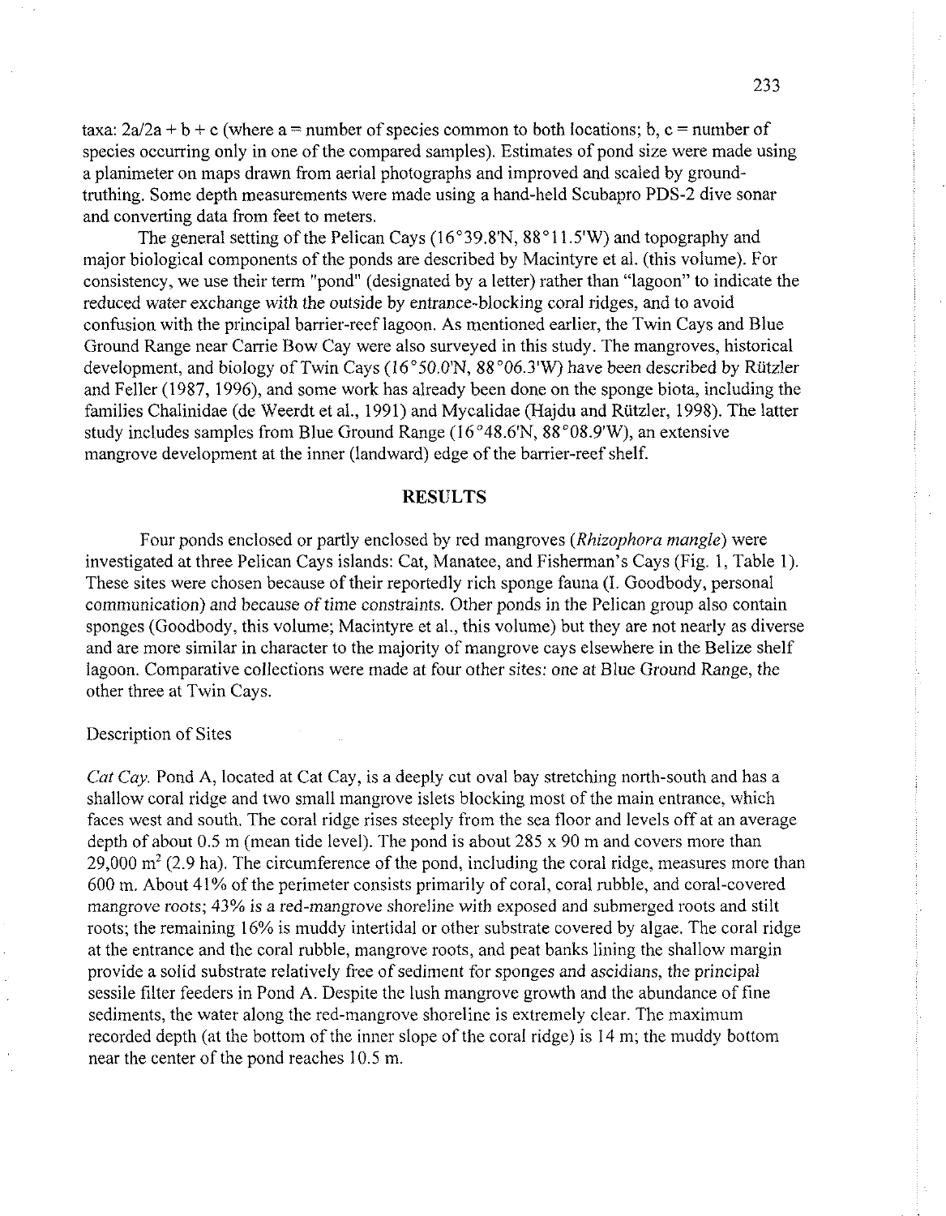taxa: $2a/2a + b + c$ (where a = number of species common to both locations; b, c = number of species occurring only in one of the compared samples). Estimates of pond size were made using a planimeter on maps drawn from aerial photographs and improved and scaled by ground-truthing. Some depth measurements were made using a hand-held Scubapro PDS-2 dive sonar and converting data from feet to meters.

The general setting of the Pelican Cays (16°39.8'N, 88°11.5'W) and topography and major biological components of the ponds are described by Macintyre et al. (this volume). For consistency, we use their term "pond" (designated by a letter) rather than "lagoon" to indicate the reduced water exchange with the outside by entrance-blocking coral ridges, and to avoid confusion with the principal barrier-reef lagoon. As mentioned earlier, the Twin Cays and Blue Ground Range near Carrie Bow Cay were also surveyed in this study. The mangroves, historical development, and biology of Twin Cays (16°50.0'N, 88°06.3'W) have been described by Rützler and Feller (1987, 1996), and some work has already been done on the sponge biota, including the families Chalinidae (de Weerdt et al., 1991) and Mycalidae (Hajdu and Rützler, 1998). The latter study includes samples from Blue Ground Range (16°48.6'N, 88°08.9'W), an extensive mangrove development at the inner (landward) edge of the barrier-reef shelf.

## RESULTS

Four ponds enclosed or partly enclosed by red mangroves (*Rhizophora mangle*) were investigated at three Pelican Cays islands: Cat, Manatee, and Fisherman's Cays (Fig. 1, Table 1). These sites were chosen because of their reportedly rich sponge fauna (I. Goodbody, personal communication) and because of time constraints. Other ponds in the Pelican group also contain sponges (Goodbody, this volume; Macintyre et al., this volume) but they are not nearly as diverse and are more similar in character to the majority of mangrove cays elsewhere in the Belize shelf lagoon. Comparative collections were made at four other sites: one at Blue Ground Range, the other three at Twin Cays.

### Description of Sites

*Cat Cay.* Pond A, located at Cat Cay, is a deeply cut oval bay stretching north-south and has a shallow coral ridge and two small mangrove islets blocking most of the main entrance, which faces west and south. The coral ridge rises steeply from the sea floor and levels off at an average depth of about 0.5 m (mean tide level). The pond is about 285 x 90 m and covers more than 29,000 m$^2$ (2.9 ha). The circumference of the pond, including the coral ridge, measures more than 600 m. About 41% of the perimeter consists primarily of coral, coral rubble, and coral-covered mangrove roots; 43% is a red-mangrove shoreline with exposed and submerged roots and stilt roots; the remaining 16% is muddy intertidal or other substrate covered by algae. The coral ridge at the entrance and the coral rubble, mangrove roots, and peat banks lining the shallow margin provide a solid substrate relatively free of sediment for sponges and ascidians, the principal sessile filter feeders in Pond A. Despite the lush mangrove growth and the abundance of fine sediments, the water along the red-mangrove shoreline is extremely clear. The maximum recorded depth (at the bottom of the inner slope of the coral ridge) is 14 m; the muddy bottom near the center of the pond reaches 10.5 m.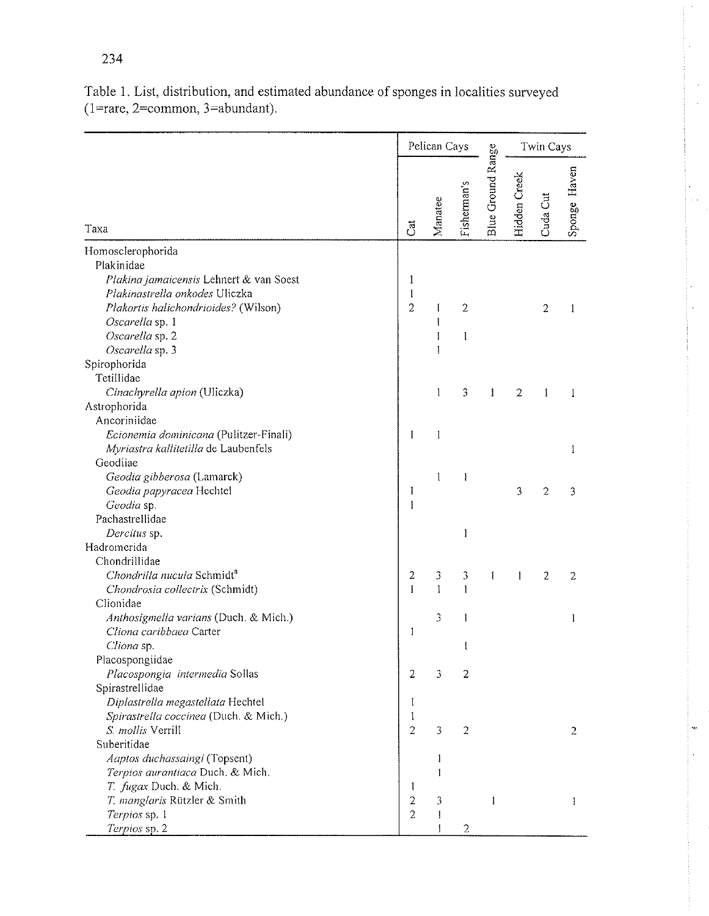Table 1. List, distribution, and estimated abundance of sponges in localities surveyed (1=rare, 2=common, 3=abundant).

| Taxa | Pelican Cays | | | Blue Ground Range | Twin Cays | | |
|---|---|---|---|---|---|---|---|
| | Cat | Manatee | Fisherman's | | Hidden Creek | Cuda Cut | Sponge Haven |
| Homosclerophorida | | | | | | | |
| Plakinidae | | | | | | | |
| *Plakina jamaicensis* Lehnert & van Soest | 1 | | | | | | |
| *Plakinastrella onkodes* Uliczka | 1 | | | | | | |
| *Plakortis halichondrioides?* (Wilson) | 2 | 1 | 2 | | | 2 | 1 |
| *Oscarella* sp. 1 | | 1 | | | | | |
| *Oscarella* sp. 2 | | 1 | 1 | | | | |
| *Oscarella* sp. 3 | | 1 | | | | | |
| Spirophorida | | | | | | | |
| Tetillidae | | | | | | | |
| *Cinachyrella apion* (Uliczka) | | 1 | 3 | 1 | 2 | 1 | 1 |
| Astrophorida | | | | | | | |
| Ancorinidae | | | | | | | |
| *Ecionemia dominicana* (Pulitzer-Finali) | 1 | 1 | | | | | |
| *Myriastra kallitetilla* de Laubenfels | | | | | | | 1 |
| Geodiidae | | | | | | | |
| *Geodia gibberosa* (Lamarck) | | 1 | 1 | | | | |
| *Geodia papyracea* Hechtel | 1 | | | | 3 | 2 | 3 |
| *Geodia* sp. | 1 | | | | | | |
| Pachastrellidae | | | | | | | |
| *Dercitus* sp. | | | 1 | | | | |
| Hadromerida | | | | | | | |
| Chondrillidae | | | | | | | |
| *Chondrilla nucula* Schmidt[a] | 2 | 3 | 3 | 1 | 1 | 2 | 2 |
| *Chondrosia collectrix* (Schmidt) | 1 | 1 | 1 | | | | |
| Clionidae | | | | | | | |
| *Anthosigmella varians* (Duch. & Mich.) | | 3 | 1 | | | | 1 |
| *Cliona caribbaea* Carter | 1 | | | | | | |
| *Cliona* sp. | | | 1 | | | | |
| Placospongiidae | | | | | | | |
| *Placospongia intermedia* Sollas | 2 | 3 | 2 | | | | |
| Spirastrellidae | | | | | | | |
| *Diplastrella megastellata* Hechtel | 1 | | | | | | |
| *Spirastrella coccinea* (Duch. & Mich.) | 1 | | | | | | |
| *S. mollis* Verrill | 2 | 3 | 2 | | | | 2 |
| Suberitidae | | | | | | | |
| *Aaptos duchassaingi* (Topsent) | | 1 | | | | | |
| *Terpios aurantiaca* Duch. & Mich. | | 1 | | | | | |
| *T. fugax* Duch. & Mich. | 1 | | | | | | |
| *T. manglaris* Rützler & Smith | 2 | 3 | | 1 | | | 1 |
| *Terpios* sp. 1 | 2 | 1 | | | | | |
| *Terpios* sp. 2 | | 1 | 2 | | | | |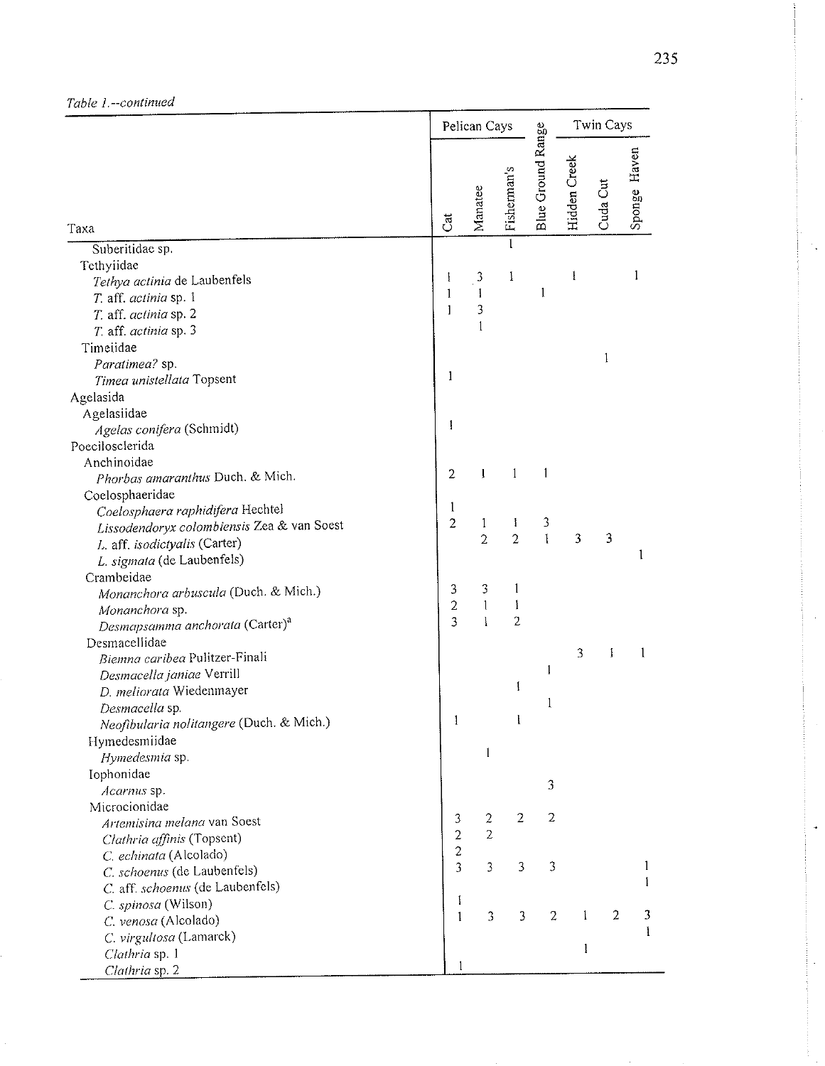*Table 1.--continued*

| Taxa | Pelican Cays | | | Blue Ground Range | Twin Cays | | |
|---|---|---|---|---|---|---|---|
| | Cat | Manatee | Fisherman's | | Hidden Creek | Cuda Cut | Sponge Haven |
| Suberitidae sp. | | | 1 | | | | |
| Tethyidae | | | | | | | |
| *Tethya actinia* de Laubenfels | 1 | 3 | 1 | | 1 | | 1 |
| *T.* aff. *actinia* sp. 1 | 1 | 1 | | 1 | | | |
| *T.* aff. *actinia* sp. 2 | 1 | 3 | | | | | |
| *T.* aff. *actinia* sp. 3 | | 1 | | | | | |
| Timeiidae | | | | | | | |
| *Paratimea?* sp. | | | | | | 1 | |
| *Timea unistellata* Topsent | 1 | | | | | | |
| Agelasida | | | | | | | |
| Agelasiidae | | | | | | | |
| *Agelas conifera* (Schmidt) | 1 | | | | | | |
| Poecilosclerida | | | | | | | |
| Anchinoidae | | | | | | | |
| *Phorbas amaranthus* Duch. & Mich. | 2 | 1 | 1 | 1 | | | |
| Coelosphaeridae | | | | | | | |
| *Coelosphaera raphidifera* Hechtel | 1 | | | | | | |
| *Lissodendoryx colombiensis* Zea & van Soest | 2 | 1 | 1 | 3 | | | |
| *L.* aff. *isodictyalis* (Carter) | | 2 | 2 | 1 | 3 | 3 | |
| *L. sigmata* (de Laubenfels) | | | | | | | 1 |
| Crambeidae | | | | | | | |
| *Monanchora arbuscula* (Duch. & Mich.) | 3 | 3 | 1 | | | | |
| *Monanchora* sp. | 2 | 1 | 1 | | | | |
| *Desmapsamma anchorata* (Carter)[a] | 3 | 1 | 2 | | | | |
| Desmacellidae | | | | | | | |
| *Biemna caribea* Pulitzer-Finali | | | | | 3 | 1 | 1 |
| *Desmacella janiae* Verrill | | | | 1 | | | |
| *D. meliorata* Wiedenmayer | | | 1 | | | | |
| *Desmacella* sp. | | | | 1 | | | |
| *Neofibularia nolitangere* (Duch. & Mich.) | 1 | | 1 | | | | |
| Hymedesmiidae | | | | | | | |
| *Hymedesmia* sp. | | 1 | | | | | |
| Iophonidae | | | | | | | |
| *Acarnus* sp. | | | | 3 | | | |
| Microcionidae | | | | | | | |
| *Artemisina melana* van Soest | 3 | 2 | 2 | 2 | | | |
| *Clathria affinis* (Topsent) | 2 | 2 | | | | | |
| *C. echinata* (Alcolado) | 2 | | | | | | |
| *C. schoenus* (de Laubenfels) | 3 | 3 | 3 | 3 | | | 1 |
| *C.* aff. *schoenus* (de Laubenfels) | | | | | | | 1 |
| *C. spinosa* (Wilson) | 1 | | | | | | |
| *C. venosa* (Alcolado) | 1 | 3 | 3 | 2 | 1 | 2 | 3 |
| *C. virgultosa* (Lamarck) | | | | | | | 1 |
| *Clathria* sp. 1 | | | | | 1 | | |
| *Clathria* sp. 2 | 1 | | | | | | |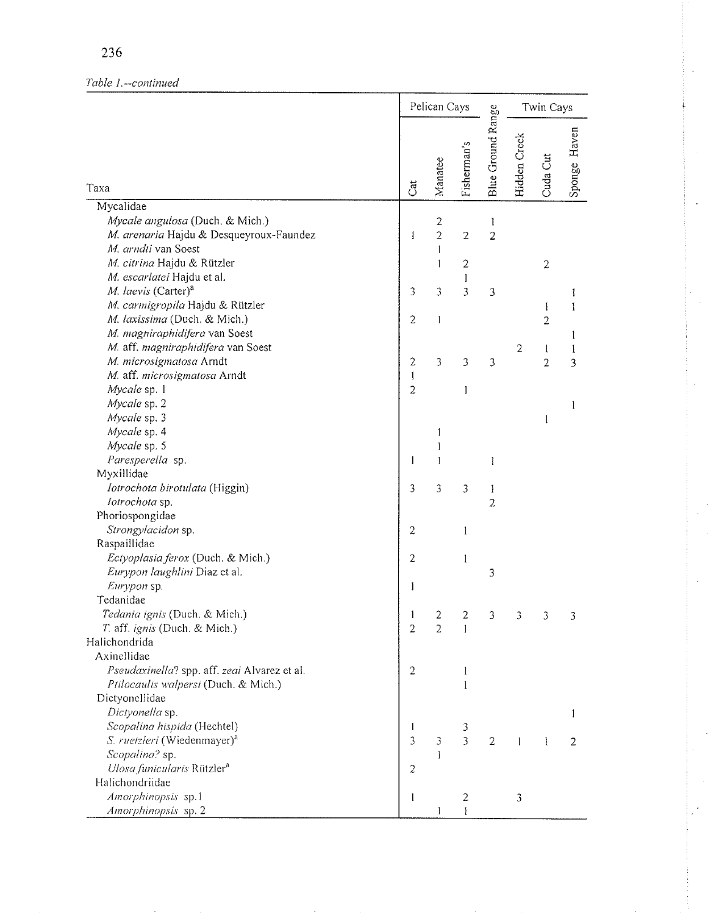*Table 1.--continued*

| Taxa | Pelican Cays | | | Blue Ground Range | Twin Cays | | |
|---|---|---|---|---|---|---|---|
| | Cat | Manatee | Fisherman's | | Hidden Creek | Cuda Cut | Sponge Haven |
| Mycalidae | | | | | | | |
| *Mycale angulosa* (Duch. & Mich.) | | 2 | | 1 | | | |
| *M. arenaria* Hajdu & Desqueyroux-Faundez | 1 | 2 | 2 | 2 | | | |
| *M. arndti* van Soest | | 1 | | | | | |
| *M. citrina* Hajdu & Rützler | | 1 | 2 | | | 2 | |
| *M. escarlatei* Hajdu et al. | | | 1 | | | | |
| *M. laevis* (Carter)[a] | 3 | 3 | 3 | 3 | | | 1 |
| *M. carmigropila* Hajdu & Rützler | | | | | | 1 | 1 |
| *M. laxissima* (Duch. & Mich.) | 2 | 1 | | | | 2 | |
| *M. magniraphidifera* van Soest | | | | | | | 1 |
| *M.* aff. *magniraphidifera* van Soest | | | | | 2 | 1 | 1 |
| *M. microsigmatosa* Arndt | 2 | 3 | 3 | 3 | | 2 | 3 |
| *M.* aff. *microsigmatosa* Arndt | 1 | | | | | | |
| *Mycale* sp. 1 | 2 | | 1 | | | | |
| *Mycale* sp. 2 | | | | | | | 1 |
| *Mycale* sp. 3 | | | | | | 1 | |
| *Mycale* sp. 4 | | 1 | | | | | |
| *Mycale* sp. 5 | | 1 | | | | | |
| *Paresperella* sp. | 1 | 1 | | 1 | | | |
| Myxillidae | | | | | | | |
| *Iotrochota birotulata* (Higgin) | 3 | 3 | 3 | 1 | | | |
| *Iotrochota* sp. | | | | 2 | | | |
| Phoriospongidae | | | | | | | |
| *Strongylacidon* sp. | 2 | | 1 | | | | |
| Raspailiidae | | | | | | | |
| *Ectyoplasia ferox* (Duch. & Mich.) | 2 | | 1 | | | | |
| *Eurypon laughlini* Diaz et al. | | | | 3 | | | |
| *Eurypon* sp. | 1 | | | | | | |
| Tedanidae | | | | | | | |
| *Tedania ignis* (Duch. & Mich.) | 1 | 2 | 2 | 3 | 3 | 3 | 3 |
| *T.* aff. *ignis* (Duch. & Mich.) | 2 | 2 | 1 | | | | |
| Halichondrida | | | | | | | |
| Axinellidae | | | | | | | |
| *Pseudaxinella*? spp. aff. *zeai* Alvarez et al. | 2 | | 1 | | | | |
| *Ptilocaulis walpersi* (Duch. & Mich.) | | | 1 | | | | |
| Dictyonellidae | | | | | | | |
| *Dictyonella* sp. | | | | | | | 1 |
| *Scopalina hispida* (Hechtel) | 1 | | 3 | | | | |
| *S. ruetzleri* (Wiedenmayer)[a] | 3 | 3 | 3 | 2 | 1 | 1 | 2 |
| *Scopalina?* sp. | | 1 | | | | | |
| *Ulosa funicularis* Rützler[a] | 2 | | | | | | |
| Halichondriidae | | | | | | | |
| *Amorphinopsis* sp. 1 | 1 | | 2 | | 3 | | |
| *Amorphinopsis* sp. 2 | | 1 | 1 | | | | |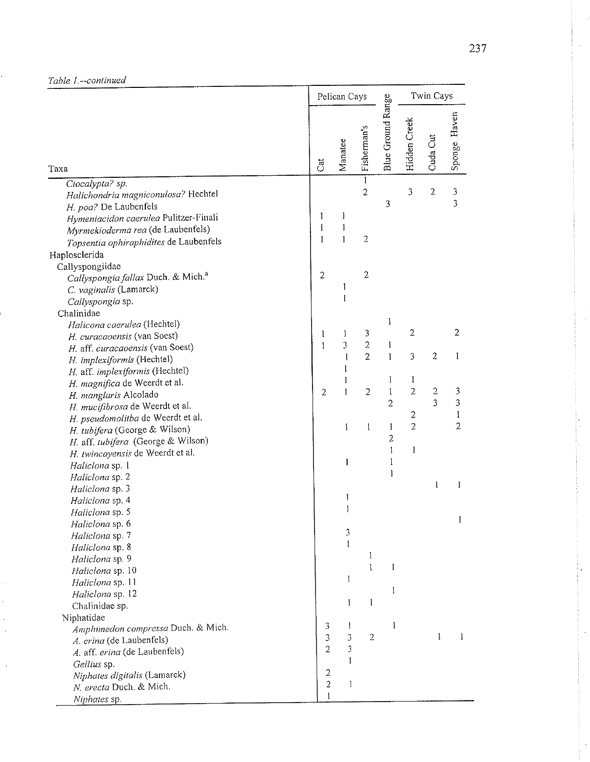*Table 1.--continued*

| Taxa | Pelican Cays | | | Blue Ground Range | Twin Cays | | |
|---|---|---|---|---|---|---|---|
| | Cat | Manatee | Fisherman's | | Hidden Creek | Cuda Cut | Sponge Haven |
| *Ciocalypta? sp.* | | | 1 | | | | |
| *Halichondria magniconulosa?* Hechtel | | | 2 | | 3 | 2 | 3 |
| *H. poa?* De Laubenfels | | | | 3 | | | 3 |
| *Hymeniacidon caerulea* Pulitzer-Finali | 1 | 1 | | | | | |
| *Myrmekioderma rea* (de Laubenfels) | 1 | 1 | | | | | |
| *Topsentia ophiraphidites* de Laubenfels | 1 | 1 | 2 | | | | |
| Haplosclerida | | | | | | | |
| Callyspongiidae | | | | | | | |
| *Callyspongia fallax* Duch. & Mich.[a] | 2 | | 2 | | | | |
| *C. vaginalis* (Lamarck) | | 1 | | | | | |
| *Callyspongia* sp. | | 1 | | | | | |
| Chalinidae | | | | | | | |
| *Halicona caerulea* (Hechtel) | | | | 1 | | | |
| *H. curacaoensis* (van Soest) | 1 | 1 | 3 | | 2 | | 2 |
| *H.* aff. *curacaoensis* (van Soest) | 1 | 3 | 2 | 1 | | | |
| *H. implexiformis* (Hechtel) | | 1 | 2 | 1 | 3 | 2 | 1 |
| *H.* aff. *implexiformis* (Hechtel) | | 1 | | | | | |
| *H. magnifica* de Weerdt et al. | | 1 | | 1 | 1 | | |
| *H. manglaris* Alcolado | 2 | 1 | 2 | 1 | 2 | 2 | 3 |
| *H. mucifibrosa* de Weerdt et al. | | | | 2 | | 3 | 3 |
| *H. pseudomolitba* de Weerdt et al. | | | | | 2 | | 1 |
| *H. tubifera* (George & Wilson) | | 1 | 1 | 1 | 2 | | 2 |
| *H.* aff. *tubifera* (George & Wilson) | | | | 2 | | | |
| *H. twincayensis* de Weerdt et al. | | | | 1 | 1 | | |
| *Haliclona* sp. 1 | | 1 | | 1 | | | |
| *Haliclona* sp. 2 | | | | 1 | | | |
| *Haliclona* sp. 3 | | | | | | 1 | 1 |
| *Haliclona* sp. 4 | | 1 | | | | | |
| *Haliclona* sp. 5 | | 1 | | | | | |
| *Haliclona* sp. 6 | | | | | | | 1 |
| *Haliclona* sp. 7 | | 3 | | | | | |
| *Haliclona* sp. 8 | | 1 | | | | | |
| *Haliclona* sp. 9 | | | 1 | | | | |
| *Haliclona* sp. 10 | | | 1 | 1 | | | |
| *Haliclona* sp. 11 | | 1 | | | | | |
| *Haliclona* sp. 12 | | | | 1 | | | |
| Chalinidae sp. | | 1 | 1 | | | | |
| Niphatidae | | | | | | | |
| *Amphimedon compressa* Duch. & Mich. | 3 | 1 | | 1 | | | |
| *A. erina* (de Laubenfels) | 3 | 3 | 2 | | | 1 | 1 |
| *A.* aff. *erina* (de Laubenfels) | 2 | 3 | | | | | |
| *Gellius* sp. | | 1 | | | | | |
| *Niphates digitalis* (Lamarck) | 2 | | | | | | |
| *N. erecta* Duch. & Mich. | 2 | 1 | | | | | |
| *Niphates* sp. | 1 | | | | | | |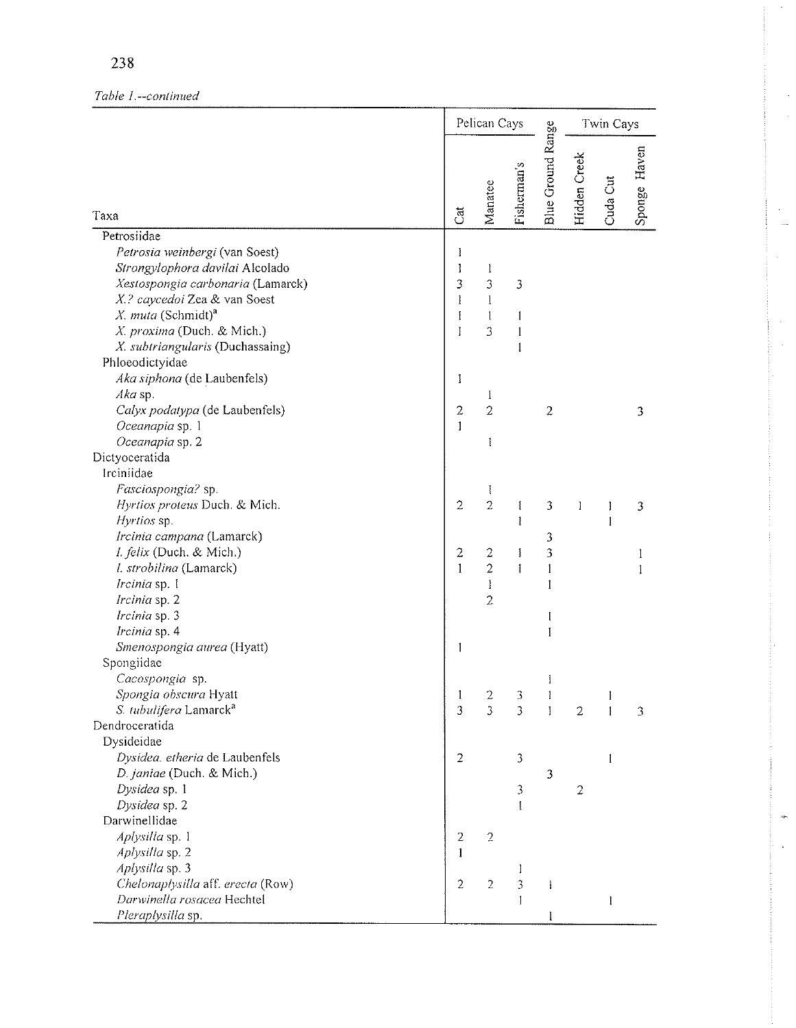*Table 1.--continued*

| Taxa | Pelican Cays | | | Blue Ground Range | Twin Cays | | |
|---|---|---|---|---|---|---|---|
| | Cat | Manatee | Fisherman's | | Hidden Creek | Cuda Cut | Sponge Haven |
| Petrosiidae | | | | | | | |
| *Petrosia weinbergi* (van Soest) | 1 | | | | | | |
| *Strongylophora davilai* Alcolado | 1 | 1 | | | | | |
| *Xestospongia carbonaria* (Lamarck) | 3 | 3 | 3 | | | | |
| *X.? caycedoi* Zea & van Soest | 1 | 1 | | | | | |
| *X. muta* (Schmidt)[a] | 1 | 1 | 1 | | | | |
| *X. proxima* (Duch. & Mich.) | 1 | 3 | 1 | | | | |
| *X. subtriangularis* (Duchassaing) | | | 1 | | | | |
| Phloeodictyidae | | | | | | | |
| *Aka siphona* (de Laubenfels) | 1 | | | | | | |
| *Aka* sp. | | 1 | | | | | |
| *Calyx podatypa* (de Laubenfels) | 2 | 2 | | 2 | | | 3 |
| *Oceanapia* sp. 1 | 1 | | | | | | |
| *Oceanapia* sp. 2 | | 1 | | | | | |
| Dictyoceratida | | | | | | | |
| Irciniidae | | | | | | | |
| *Fasciospongia?* sp. | | 1 | | | | | |
| *Hyrtios proteus* Duch. & Mich. | 2 | 2 | 1 | 3 | 1 | 1 | 3 |
| *Hyrtios* sp. | | | 1 | | | 1 | |
| *Ircinia campana* (Lamarck) | | | | 3 | | | |
| *I. felix* (Duch. & Mich.) | 2 | 2 | 1 | 3 | | | 1 |
| *I. strobilina* (Lamarck) | 1 | 2 | 1 | 1 | | | 1 |
| *Ircinia* sp. 1 | | 1 | | 1 | | | |
| *Ircinia* sp. 2 | | 2 | | | | | |
| *Ircinia* sp. 3 | | | | 1 | | | |
| *Ircinia* sp. 4 | | | | 1 | | | |
| *Smenospongia aurea* (Hyatt) | 1 | | | | | | |
| Spongiidae | | | | | | | |
| *Cacospongia* sp. | | | | 1 | | | |
| *Spongia obscura* Hyatt | 1 | 2 | 3 | 1 | | 1 | |
| *S. tubulifera* Lamarck[a] | 3 | 3 | 3 | 1 | 2 | 1 | 3 |
| Dendroceratida | | | | | | | |
| Dysideidae | | | | | | | |
| *Dysidea. etheria* de Laubenfels | 2 | | 3 | | | 1 | |
| *D. janiae* (Duch. & Mich.) | | | | 3 | | | |
| *Dysidea* sp. 1 | | | 3 | | 2 | | |
| *Dysidea* sp. 2 | | | 1 | | | | |
| Darwinellidae | | | | | | | |
| *Aplysilla* sp. 1 | 2 | 2 | | | | | |
| *Aplysilla* sp. 2 | 1 | | | | | | |
| *Aplysilla* sp. 3 | | | 1 | | | | |
| *Chelonaplysilla* aff. *erecta* (Row) | 2 | 2 | 3 | 1 | | | |
| *Darwinella rosacea* Hechtel | | | 1 | | | 1 | |
| *Pleraplysilla* sp. | | | | 1 | | | |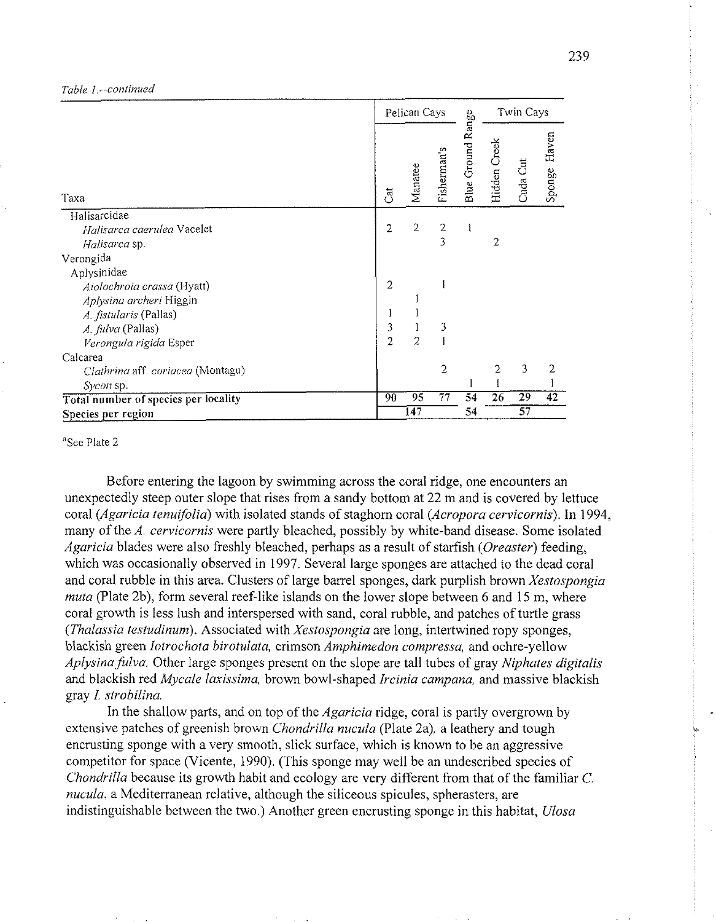*Table 1.--continued*

| Taxa | Pelican Cays | | | Blue Ground Range | Twin Cays | | |
|---|---|---|---|---|---|---|---|
| | Cat | Manatee | Fisherman's | | Hidden Creek | Cuda Cut | Sponge Haven |
| Halisarcidae | | | | | | | |
| *Halisarca caerulea* Vacelet | 2 | 2 | 2 | 1 | | | |
| *Halisarca* sp. | | | 3 | | 2 | | |
| Verongida | | | | | | | |
| Aplysinidae | | | | | | | |
| *Aiolochroia crassa* (Hyatt) | 2 | | 1 | | | | |
| *Aplysina archeri* Higgin | | 1 | | | | | |
| *A. fistularis* (Pallas) | 1 | 1 | | | | | |
| *A. fulva* (Pallas) | 3 | 1 | 3 | | | | |
| *Verongula rigida* Esper | 2 | 2 | 1 | | | | |
| Calcarea | | | | | | | |
| *Clathrina* aff. *coriacea* (Montagu) | | | 2 | | 2 | 3 | 2 |
| *Sycon* sp. | | | | 1 | 1 | | 1 |
| **Total number of species per locality** | 90 | 95 | 77 | 54 | 26 | 29 | 42 |
| **Species per region** | | 147 | | 54 | | 57 | |

[a]See Plate 2

Before entering the lagoon by swimming across the coral ridge, one encounters an unexpectedly steep outer slope that rises from a sandy bottom at 22 m and is covered by lettuce coral (*Agaricia tenuifolia*) with isolated stands of staghorn coral (*Acropora cervicornis*). In 1994, many of the *A. cervicornis* were partly bleached, possibly by white-band disease. Some isolated *Agaricia* blades were also freshly bleached, perhaps as a result of starfish (*Oreaster*) feeding, which was occasionally observed in 1997. Several large sponges are attached to the dead coral and coral rubble in this area. Clusters of large barrel sponges, dark purplish brown *Xestospongia muta* (Plate 2b), form several reef-like islands on the lower slope between 6 and 15 m, where coral growth is less lush and interspersed with sand, coral rubble, and patches of turtle grass (*Thalassia testudinum*). Associated with *Xestospongia* are long, intertwined ropy sponges, blackish green *Iotrochota birotulata,* crimson *Amphimedon compressa,* and ochre-yellow *Aplysina fulva.* Other large sponges present on the slope are tall tubes of gray *Niphates digitalis* and blackish red *Mycale laxissima,* brown bowl-shaped *Ircinia campana,* and massive blackish gray *I. strobilina.*

In the shallow parts, and on top of the *Agaricia* ridge, coral is partly overgrown by extensive patches of greenish brown *Chondrilla nucula* (Plate 2a), a leathery and tough encrusting sponge with a very smooth, slick surface, which is known to be an aggressive competitor for space (Vicente, 1990). (This sponge may well be an undescribed species of *Chondrilla* because its growth habit and ecology are very different from that of the familiar *C. nucula*, a Mediterranean relative, although the siliceous spicules, spherasters, are indistinguishable between the two.) Another green encrusting sponge in this habitat, *Ulosa*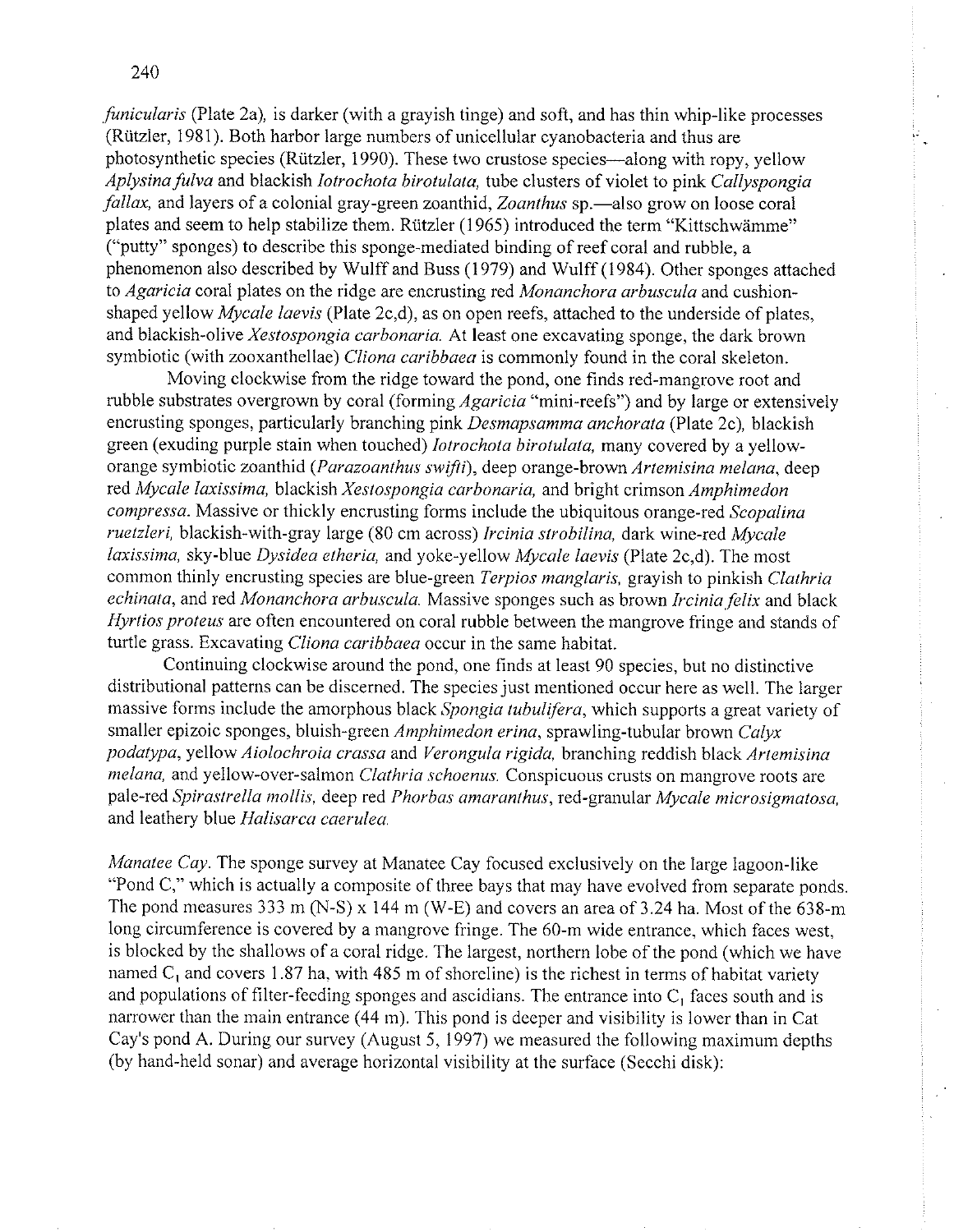*funicularis* (Plate 2a), is darker (with a grayish tinge) and soft, and has thin whip-like processes (Rützler, 1981). Both harbor large numbers of unicellular cyanobacteria and thus are photosynthetic species (Rützler, 1990). These two crustose species—along with ropy, yellow *Aplysina fulva* and blackish *Iotrochota birotulata,* tube clusters of violet to pink *Callyspongia fallax,* and layers of a colonial gray-green zoanthid, *Zoanthus* sp.—also grow on loose coral plates and seem to help stabilize them. Rützler (1965) introduced the term "Kittschwämme" ("putty" sponges) to describe this sponge-mediated binding of reef coral and rubble, a phenomenon also described by Wulff and Buss (1979) and Wulff (1984). Other sponges attached to *Agaricia* coral plates on the ridge are encrusting red *Monanchora arbuscula* and cushion-shaped yellow *Mycale laevis* (Plate 2c,d), as on open reefs, attached to the underside of plates, and blackish-olive *Xestospongia carbonaria.* At least one excavating sponge, the dark brown symbiotic (with zooxanthellae) *Cliona caribbaea* is commonly found in the coral skeleton.

Moving clockwise from the ridge toward the pond, one finds red-mangrove root and rubble substrates overgrown by coral (forming *Agaricia* "mini-reefs") and by large or extensively encrusting sponges, particularly branching pink *Desmapsamma anchorata* (Plate 2c), blackish green (exuding purple stain when touched) *Iotrochota birotulata,* many covered by a yellow-orange symbiotic zoanthid (*Parazoanthus swifti*), deep orange-brown *Artemisina melana,* deep red *Mycale laxissima,* blackish *Xestospongia carbonaria,* and bright crimson *Amphimedon compressa.* Massive or thickly encrusting forms include the ubiquitous orange-red *Scopalina ruetzleri,* blackish-with-gray large (80 cm across) *Ircinia strobilina,* dark wine-red *Mycale laxissima,* sky-blue *Dysidea etheria,* and yoke-yellow *Mycale laevis* (Plate 2c,d). The most common thinly encrusting species are blue-green *Terpios manglaris,* grayish to pinkish *Clathria echinata,* and red *Monanchora arbuscula.* Massive sponges such as brown *Ircinia felix* and black *Hyrtios proteus* are often encountered on coral rubble between the mangrove fringe and stands of turtle grass. Excavating *Cliona caribbaea* occur in the same habitat.

Continuing clockwise around the pond, one finds at least 90 species, but no distinctive distributional patterns can be discerned. The species just mentioned occur here as well. The larger massive forms include the amorphous black *Spongia tubulifera,* which supports a great variety of smaller epizoic sponges, bluish-green *Amphimedon erina,* sprawling-tubular brown *Calyx podatypa,* yellow *Aiolochroia crassa* and *Verongula rigida,* branching reddish black *Artemisina melana,* and yellow-over-salmon *Clathria schoenus.* Conspicuous crusts on mangrove roots are pale-red *Spirastrella mollis,* deep red *Phorbas amaranthus,* red-granular *Mycale microsigmatosa,* and leathery blue *Halisarca caerulea.*

*Manatee Cay.* The sponge survey at Manatee Cay focused exclusively on the large lagoon-like "Pond C," which is actually a composite of three bays that may have evolved from separate ponds. The pond measures 333 m (N-S) x 144 m (W-E) and covers an area of 3.24 ha. Most of the 638-m long circumference is covered by a mangrove fringe. The 60-m wide entrance, which faces west, is blocked by the shallows of a coral ridge. The largest, northern lobe of the pond (which we have named $C_1$ and covers 1.87 ha, with 485 m of shoreline) is the richest in terms of habitat variety and populations of filter-feeding sponges and ascidians. The entrance into $C_1$ faces south and is narrower than the main entrance (44 m). This pond is deeper and visibility is lower than in Cat Cay's pond A. During our survey (August 5, 1997) we measured the following maximum depths (by hand-held sonar) and average horizontal visibility at the surface (Secchi disk):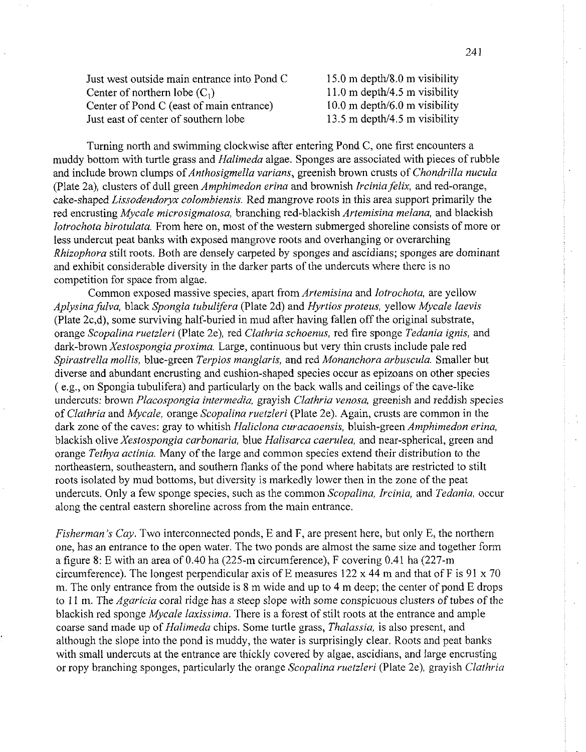| | |
|---|---|
| Just west outside main entrance into Pond C | 15.0 m depth/8.0 m visibility |
| Center of northern lobe ($C_1$) | 11.0 m depth/4.5 m visibility |
| Center of Pond C (east of main entrance) | 10.0 m depth/6.0 m visibility |
| Just east of center of southern lobe | 13.5 m depth/4.5 m visibility |

Turning north and swimming clockwise after entering Pond C, one first encounters a muddy bottom with turtle grass and *Halimeda* algae. Sponges are associated with pieces of rubble and include brown clumps of *Anthosigmella varians*, greenish brown crusts of *Chondrilla nucula* (Plate 2a), clusters of dull green *Amphimedon erina* and brownish *Ircinia felix*, and red-orange, cake-shaped *Lissodendoryx colombiensis*. Red mangrove roots in this area support primarily the red encrusting *Mycale microsigmatosa*, branching red-blackish *Artemisina melana*, and blackish *Iotrochota birotulata*. From here on, most of the western submerged shoreline consists of more or less undercut peat banks with exposed mangrove roots and overhanging or overarching *Rhizophora* stilt roots. Both are densely carpeted by sponges and ascidians; sponges are dominant and exhibit considerable diversity in the darker parts of the undercuts where there is no competition for space from algae.

Common exposed massive species, apart from *Artemisina* and *Iotrochota*, are yellow *Aplysina fulva*, black *Spongia tubulifera* (Plate 2d) and *Hyrtios proteus*, yellow *Mycale laevis* (Plate 2c,d), some surviving half-buried in mud after having fallen off the original substrate, orange *Scopalina ruetzleri* (Plate 2e), red *Clathria schoenus*, red fire sponge *Tedania ignis*, and dark-brown *Xestospongia proxima*. Large, continuous but very thin crusts include pale red *Spirastrella mollis*, blue-green *Terpios manglaris*, and red *Monanchora arbuscula*. Smaller but diverse and abundant encrusting and cushion-shaped species occur as epizoans on other species ( e.g., on Spongia tubulifera) and particularly on the back walls and ceilings of the cave-like undercuts: brown *Placospongia intermedia*, grayish *Clathria venosa*, greenish and reddish species of *Clathria* and *Mycale*, orange *Scopalina ruetzleri* (Plate 2e). Again, crusts are common in the dark zone of the caves: gray to whitish *Haliclona curacaoensis*, bluish-green *Amphimedon erina*, blackish olive *Xestospongia carbonaria*, blue *Halisarca caerulea*, and near-spherical, green and orange *Tethya actinia*. Many of the large and common species extend their distribution to the northeastern, southeastern, and southern flanks of the pond where habitats are restricted to stilt roots isolated by mud bottoms, but diversity is markedly lower then in the zone of the peat undercuts. Only a few sponge species, such as the common *Scopalina*, *Ircinia*, and *Tedania*, occur along the central eastern shoreline across from the main entrance.

*Fisherman's Cay*. Two interconnected ponds, E and F, are present here, but only E, the northern one, has an entrance to the open water. The two ponds are almost the same size and together form a figure 8: E with an area of 0.40 ha (225-m circumference), F covering 0.41 ha (227-m circumference). The longest perpendicular axis of E measures 122 x 44 m and that of F is 91 x 70 m. The only entrance from the outside is 8 m wide and up to 4 m deep; the center of pond E drops to 11 m. The *Agaricia* coral ridge has a steep slope with some conspicuous clusters of tubes of the blackish red sponge *Mycale laxissima*. There is a forest of stilt roots at the entrance and ample coarse sand made up of *Halimeda* chips. Some turtle grass, *Thalassia*, is also present, and although the slope into the pond is muddy, the water is surprisingly clear. Roots and peat banks with small undercuts at the entrance are thickly covered by algae, ascidians, and large encrusting or ropy branching sponges, particularly the orange *Scopalina ruetzleri* (Plate 2e), grayish *Clathria*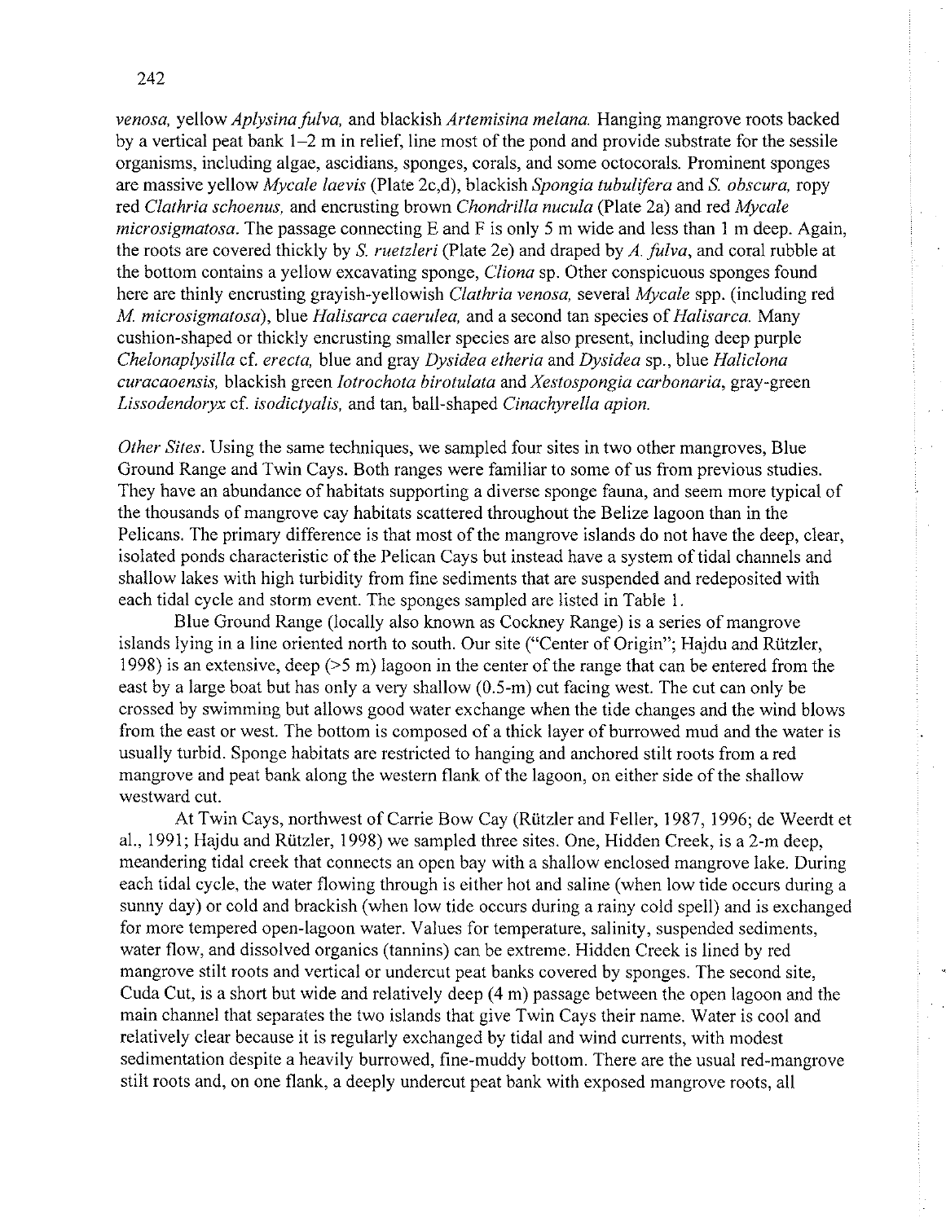*venosa*, yellow *Aplysina fulva*, and blackish *Artemisina melana.* Hanging mangrove roots backed by a vertical peat bank 1–2 m in relief, line most of the pond and provide substrate for the sessile organisms, including algae, ascidians, sponges, corals, and some octocorals. Prominent sponges are massive yellow *Mycale laevis* (Plate 2c,d), blackish *Spongia tubulifera* and *S. obscura*, ropy red *Clathria schoenus*, and encrusting brown *Chondrilla nucula* (Plate 2a) and red *Mycale microsigmatosa*. The passage connecting E and F is only 5 m wide and less than 1 m deep. Again, the roots are covered thickly by *S. ruetzleri* (Plate 2e) and draped by *A. fulva*, and coral rubble at the bottom contains a yellow excavating sponge, *Cliona* sp. Other conspicuous sponges found here are thinly encrusting grayish-yellowish *Clathria venosa*, several *Mycale* spp. (including red *M. microsigmatosa*), blue *Halisarca caerulea*, and a second tan species of *Halisarca*. Many cushion-shaped or thickly encrusting smaller species are also present, including deep purple *Chelonaplysilla* cf. *erecta*, blue and gray *Dysidea etheria* and *Dysidea* sp., blue *Haliclona curacaoensis*, blackish green *Iotrochota birotulata* and *Xestospongia carbonaria*, gray-green *Lissodendoryx* cf. *isodictyalis*, and tan, ball-shaped *Cinachyrella apion.*

*Other Sites*. Using the same techniques, we sampled four sites in two other mangroves, Blue Ground Range and Twin Cays. Both ranges were familiar to some of us from previous studies. They have an abundance of habitats supporting a diverse sponge fauna, and seem more typical of the thousands of mangrove cay habitats scattered throughout the Belize lagoon than in the Pelicans. The primary difference is that most of the mangrove islands do not have the deep, clear, isolated ponds characteristic of the Pelican Cays but instead have a system of tidal channels and shallow lakes with high turbidity from fine sediments that are suspended and redeposited with each tidal cycle and storm event. The sponges sampled are listed in Table 1.

Blue Ground Range (locally also known as Cockney Range) is a series of mangrove islands lying in a line oriented north to south. Our site ("Center of Origin"; Hajdu and Rützler, 1998) is an extensive, deep (>5 m) lagoon in the center of the range that can be entered from the east by a large boat but has only a very shallow (0.5-m) cut facing west. The cut can only be crossed by swimming but allows good water exchange when the tide changes and the wind blows from the east or west. The bottom is composed of a thick layer of burrowed mud and the water is usually turbid. Sponge habitats are restricted to hanging and anchored stilt roots from a red mangrove and peat bank along the western flank of the lagoon, on either side of the shallow westward cut.

At Twin Cays, northwest of Carrie Bow Cay (Rützler and Feller, 1987, 1996; de Weerdt et al., 1991; Hajdu and Rützler, 1998) we sampled three sites. One, Hidden Creek, is a 2-m deep, meandering tidal creek that connects an open bay with a shallow enclosed mangrove lake. During each tidal cycle, the water flowing through is either hot and saline (when low tide occurs during a sunny day) or cold and brackish (when low tide occurs during a rainy cold spell) and is exchanged for more tempered open-lagoon water. Values for temperature, salinity, suspended sediments, water flow, and dissolved organics (tannins) can be extreme. Hidden Creek is lined by red mangrove stilt roots and vertical or undercut peat banks covered by sponges. The second site, Cuda Cut, is a short but wide and relatively deep (4 m) passage between the open lagoon and the main channel that separates the two islands that give Twin Cays their name. Water is cool and relatively clear because it is regularly exchanged by tidal and wind currents, with modest sedimentation despite a heavily burrowed, fine-muddy bottom. There are the usual red-mangrove stilt roots and, on one flank, a deeply undercut peat bank with exposed mangrove roots, all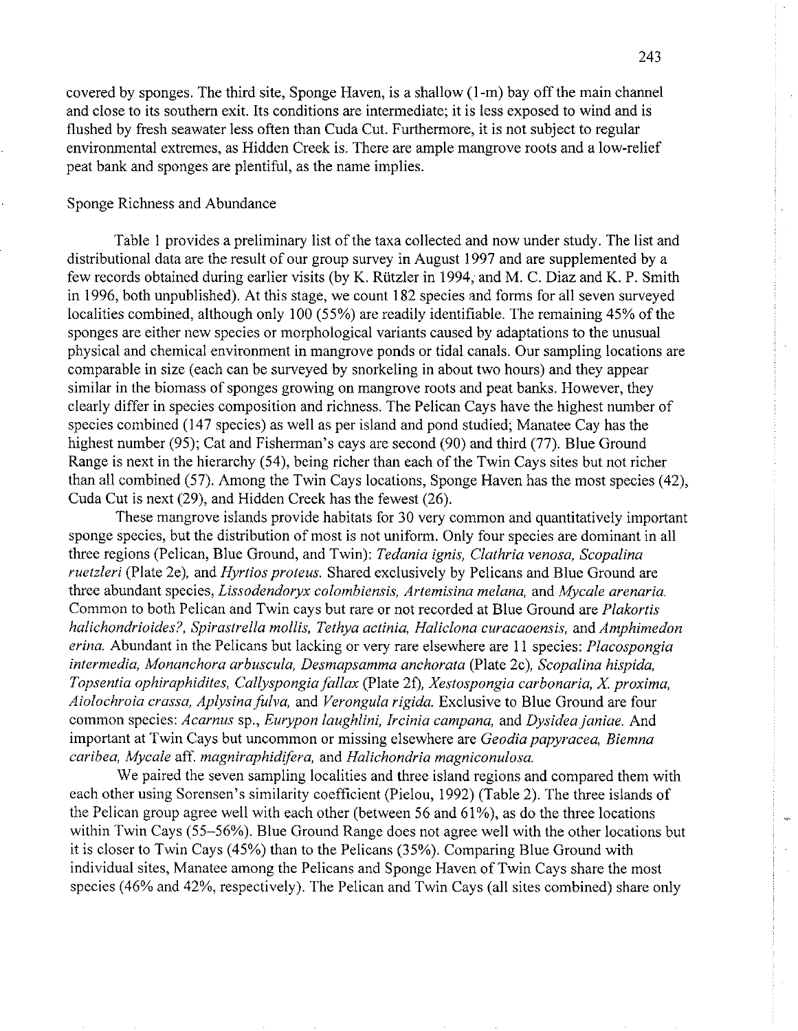covered by sponges. The third site, Sponge Haven, is a shallow (1-m) bay off the main channel and close to its southern exit. Its conditions are intermediate; it is less exposed to wind and is flushed by fresh seawater less often than Cuda Cut. Furthermore, it is not subject to regular environmental extremes, as Hidden Creek is. There are ample mangrove roots and a low-relief peat bank and sponges are plentiful, as the name implies.

## Sponge Richness and Abundance

Table 1 provides a preliminary list of the taxa collected and now under study. The list and distributional data are the result of our group survey in August 1997 and are supplemented by a few records obtained during earlier visits (by K. Rützler in 1994, and M. C. Diaz and K. P. Smith in 1996, both unpublished). At this stage, we count 182 species and forms for all seven surveyed localities combined, although only 100 (55%) are readily identifiable. The remaining 45% of the sponges are either new species or morphological variants caused by adaptations to the unusual physical and chemical environment in mangrove ponds or tidal canals. Our sampling locations are comparable in size (each can be surveyed by snorkeling in about two hours) and they appear similar in the biomass of sponges growing on mangrove roots and peat banks. However, they clearly differ in species composition and richness. The Pelican Cays have the highest number of species combined (147 species) as well as per island and pond studied; Manatee Cay has the highest number (95); Cat and Fisherman's cays are second (90) and third (77). Blue Ground Range is next in the hierarchy (54), being richer than each of the Twin Cays sites but not richer than all combined (57). Among the Twin Cays locations, Sponge Haven has the most species (42), Cuda Cut is next (29), and Hidden Creek has the fewest (26).

These mangrove islands provide habitats for 30 very common and quantitatively important sponge species, but the distribution of most is not uniform. Only four species are dominant in all three regions (Pelican, Blue Ground, and Twin): *Tedania ignis, Clathria venosa, Scopalina ruetzleri* (Plate 2e), and *Hyrtios proteus.* Shared exclusively by Pelicans and Blue Ground are three abundant species, *Lissodendoryx colombiensis, Artemisina melana,* and *Mycale arenaria.* Common to both Pelican and Twin cays but rare or not recorded at Blue Ground are *Plakortis halichondrioides?, Spirastrella mollis, Tethya actinia, Haliclona curacaoensis,* and *Amphimedon erina.* Abundant in the Pelicans but lacking or very rare elsewhere are 11 species: *Placospongia intermedia, Monanchora arbuscula, Desmapsamma anchorata* (Plate 2c), *Scopalina hispida, Topsentia ophiraphidites, Callyspongia fallax* (Plate 2f), *Xestospongia carbonaria, X. proxima, Aiolochroia crassa, Aplysina fulva,* and *Verongula rigida.* Exclusive to Blue Ground are four common species: *Acarnus* sp., *Eurypon laughlini, Ircinia campana,* and *Dysidea janiae.* And important at Twin Cays but uncommon or missing elsewhere are *Geodia papyracea, Biemna caribea, Mycale* aff. *magniraphidifera,* and *Halichondria magniconulosa.*

We paired the seven sampling localities and three island regions and compared them with each other using Sorensen's similarity coefficient (Pielou, 1992) (Table 2). The three islands of the Pelican group agree well with each other (between 56 and 61%), as do the three locations within Twin Cays (55–56%). Blue Ground Range does not agree well with the other locations but it is closer to Twin Cays (45%) than to the Pelicans (35%). Comparing Blue Ground with individual sites, Manatee among the Pelicans and Sponge Haven of Twin Cays share the most species (46% and 42%, respectively). The Pelican and Twin Cays (all sites combined) share only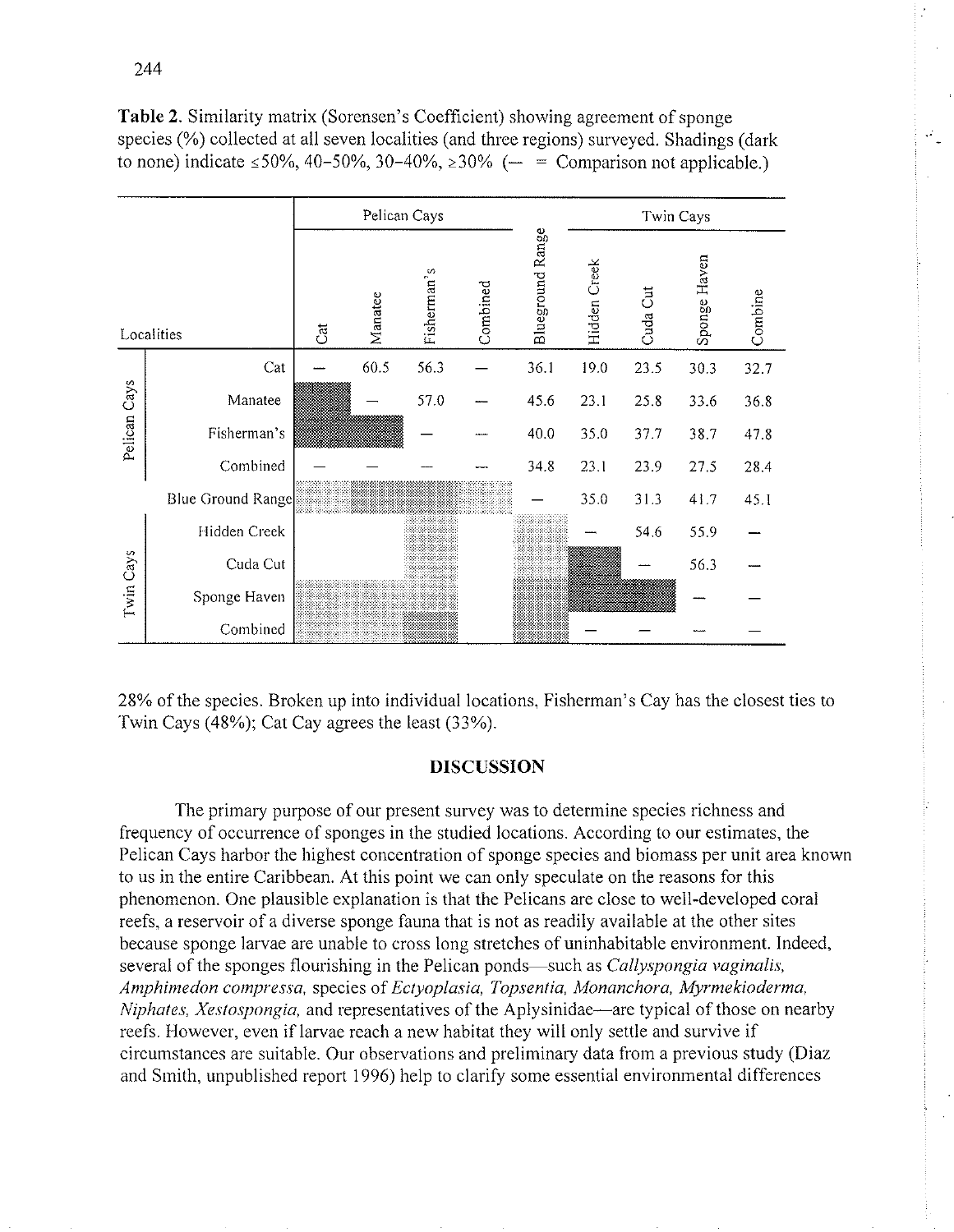**Table 2.** Similarity matrix (Sorensen's Coefficient) showing agreement of sponge species (%) collected at all seven localities (and three regions) surveyed. Shadings (dark to none) indicate ≤50%, 40–50%, 30–40%, ≥30% (— = Comparison not applicable.)

| Localities | | Pelican Cays | | | | Blueground Range | Twin Cays | | | |
|---|---|---|---|---|---|---|---|---|---|---|
| | | Cat | Manatee | Fisherman's | Combined | | Hidden Creek | Cuda Cut | Sponge Haven | Combine |
| Pelican Cays | Cat | — | 60.5 | 56.3 | — | 36.1 | 19.0 | 23.5 | 30.3 | 32.7 |
| | Manatee | | — | 57.0 | — | 45.6 | 23.1 | 25.8 | 33.6 | 36.8 |
| | Fisherman's | | | — | — | 40.0 | 35.0 | 37.7 | 38.7 | 47.8 |
| | Combined | — | — | — | — | 34.8 | 23.1 | 23.9 | 27.5 | 28.4 |
| | Blue Ground Range | | | | | — | 35.0 | 31.3 | 41.7 | 45.1 |
| Twin Cays | Hidden Creek | | | | | | — | 54.6 | 55.9 | — |
| | Cuda Cut | | | | | | | — | 56.3 | — |
| | Sponge Haven | | | | | | | | — | — |
| | Combined | | | | | | — | — | — | — |

28% of the species. Broken up into individual locations, Fisherman's Cay has the closest ties to Twin Cays (48%); Cat Cay agrees the least (33%).

## DISCUSSION

The primary purpose of our present survey was to determine species richness and frequency of occurrence of sponges in the studied locations. According to our estimates, the Pelican Cays harbor the highest concentration of sponge species and biomass per unit area known to us in the entire Caribbean. At this point we can only speculate on the reasons for this phenomenon. One plausible explanation is that the Pelicans are close to well-developed coral reefs, a reservoir of a diverse sponge fauna that is not as readily available at the other sites because sponge larvae are unable to cross long stretches of uninhabitable environment. Indeed, several of the sponges flourishing in the Pelican ponds—such as *Callyspongia vaginalis, Amphimedon compressa,* species of *Ectyoplasia, Topsentia, Monanchora, Myrmekioderma, Niphates, Xestospongia,* and representatives of the Aplysinidae—are typical of those on nearby reefs. However, even if larvae reach a new habitat they will only settle and survive if circumstances are suitable. Our observations and preliminary data from a previous study (Diaz and Smith, unpublished report 1996) help to clarify some essential environmental differences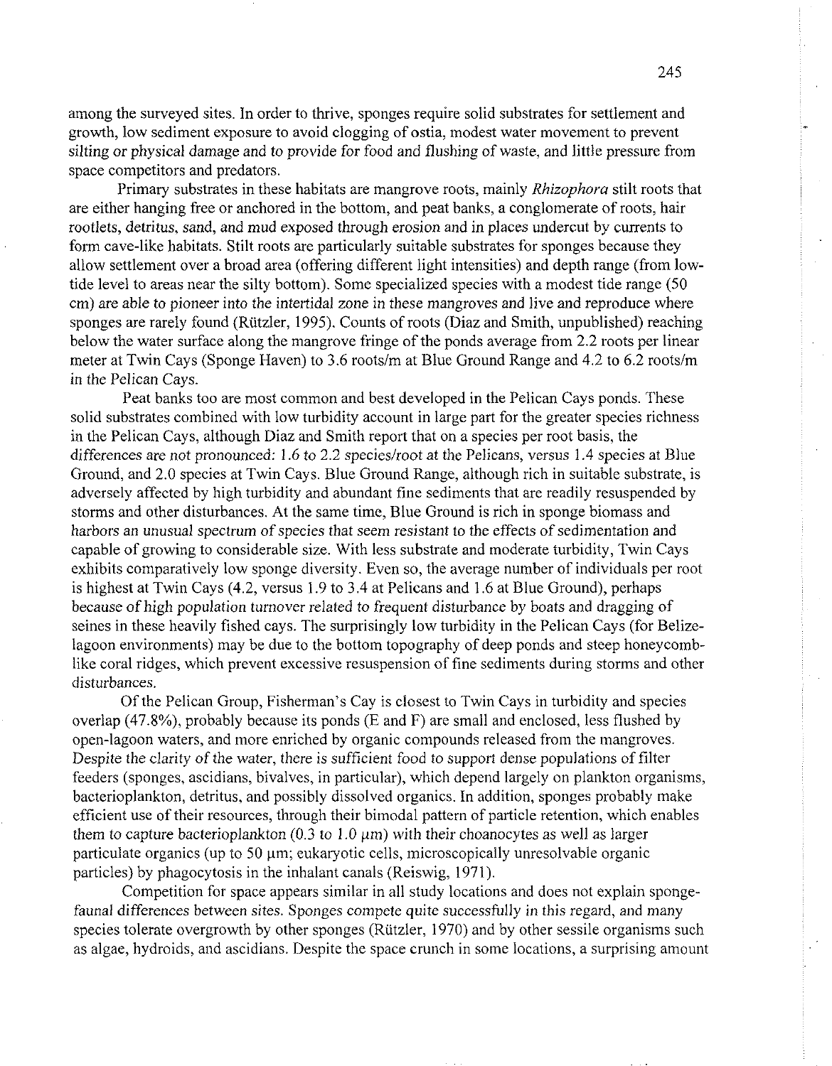among the surveyed sites. In order to thrive, sponges require solid substrates for settlement and growth, low sediment exposure to avoid clogging of ostia, modest water movement to prevent silting or physical damage and to provide for food and flushing of waste, and little pressure from space competitors and predators.

Primary substrates in these habitats are mangrove roots, mainly *Rhizophora* stilt roots that are either hanging free or anchored in the bottom, and peat banks, a conglomerate of roots, hair rootlets, detritus, sand, and mud exposed through erosion and in places undercut by currents to form cave-like habitats. Stilt roots are particularly suitable substrates for sponges because they allow settlement over a broad area (offering different light intensities) and depth range (from low-tide level to areas near the silty bottom). Some specialized species with a modest tide range (50 cm) are able to pioneer into the intertidal zone in these mangroves and live and reproduce where sponges are rarely found (Rützler, 1995). Counts of roots (Diaz and Smith, unpublished) reaching below the water surface along the mangrove fringe of the ponds average from 2.2 roots per linear meter at Twin Cays (Sponge Haven) to 3.6 roots/m at Blue Ground Range and 4.2 to 6.2 roots/m in the Pelican Cays.

Peat banks too are most common and best developed in the Pelican Cays ponds. These solid substrates combined with low turbidity account in large part for the greater species richness in the Pelican Cays, although Diaz and Smith report that on a species per root basis, the differences are not pronounced: 1.6 to 2.2 species/root at the Pelicans, versus 1.4 species at Blue Ground, and 2.0 species at Twin Cays. Blue Ground Range, although rich in suitable substrate, is adversely affected by high turbidity and abundant fine sediments that are readily resuspended by storms and other disturbances. At the same time, Blue Ground is rich in sponge biomass and harbors an unusual spectrum of species that seem resistant to the effects of sedimentation and capable of growing to considerable size. With less substrate and moderate turbidity, Twin Cays exhibits comparatively low sponge diversity. Even so, the average number of individuals per root is highest at Twin Cays (4.2, versus 1.9 to 3.4 at Pelicans and 1.6 at Blue Ground), perhaps because of high population turnover related to frequent disturbance by boats and dragging of seines in these heavily fished cays. The surprisingly low turbidity in the Pelican Cays (for Belize-lagoon environments) may be due to the bottom topography of deep ponds and steep honeycomb-like coral ridges, which prevent excessive resuspension of fine sediments during storms and other disturbances.

Of the Pelican Group, Fisherman's Cay is closest to Twin Cays in turbidity and species overlap (47.8%), probably because its ponds (E and F) are small and enclosed, less flushed by open-lagoon waters, and more enriched by organic compounds released from the mangroves. Despite the clarity of the water, there is sufficient food to support dense populations of filter feeders (sponges, ascidians, bivalves, in particular), which depend largely on plankton organisms, bacterioplankton, detritus, and possibly dissolved organics. In addition, sponges probably make efficient use of their resources, through their bimodal pattern of particle retention, which enables them to capture bacterioplankton (0.3 to 1.0 μm) with their choanocytes as well as larger particulate organics (up to 50 μm; eukaryotic cells, microscopically unresolvable organic particles) by phagocytosis in the inhalant canals (Reiswig, 1971).

Competition for space appears similar in all study locations and does not explain sponge-faunal differences between sites. Sponges compete quite successfully in this regard, and many species tolerate overgrowth by other sponges (Rützler, 1970) and by other sessile organisms such as algae, hydroids, and ascidians. Despite the space crunch in some locations, a surprising amount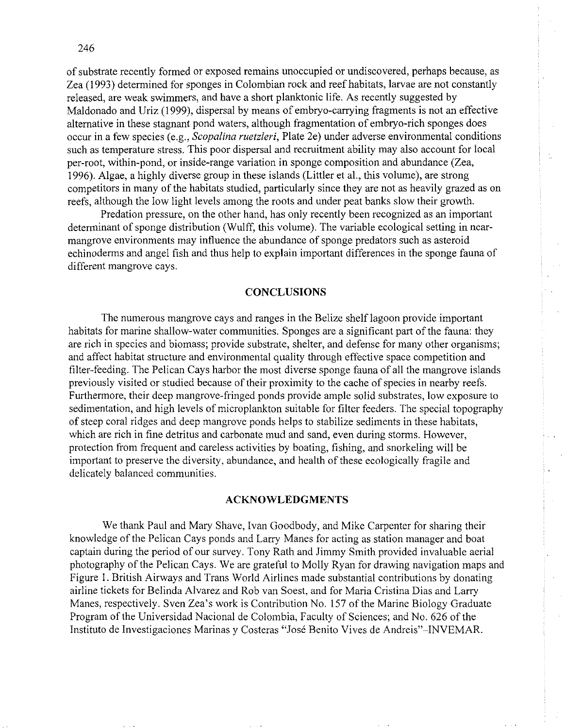of substrate recently formed or exposed remains unoccupied or undiscovered, perhaps because, as Zea (1993) determined for sponges in Colombian rock and reef habitats, larvae are not constantly released, are weak swimmers, and have a short planktonic life. As recently suggested by Maldonado and Uriz (1999), dispersal by means of embryo-carrying fragments is not an effective alternative in these stagnant pond waters, although fragmentation of embryo-rich sponges does occur in a few species (e.g., *Scopalina ruetzleri*, Plate 2e) under adverse environmental conditions such as temperature stress. This poor dispersal and recruitment ability may also account for local per-root, within-pond, or inside-range variation in sponge composition and abundance (Zea, 1996). Algae, a highly diverse group in these islands (Littler et al., this volume), are strong competitors in many of the habitats studied, particularly since they are not as heavily grazed as on reefs, although the low light levels among the roots and under peat banks slow their growth.

Predation pressure, on the other hand, has only recently been recognized as an important determinant of sponge distribution (Wulff, this volume). The variable ecological setting in near-mangrove environments may influence the abundance of sponge predators such as asteroid echinoderms and angel fish and thus help to explain important differences in the sponge fauna of different mangrove cays.

## CONCLUSIONS

The numerous mangrove cays and ranges in the Belize shelf lagoon provide important habitats for marine shallow-water communities. Sponges are a significant part of the fauna: they are rich in species and biomass; provide substrate, shelter, and defense for many other organisms; and affect habitat structure and environmental quality through effective space competition and filter-feeding. The Pelican Cays harbor the most diverse sponge fauna of all the mangrove islands previously visited or studied because of their proximity to the cache of species in nearby reefs. Furthermore, their deep mangrove-fringed ponds provide ample solid substrates, low exposure to sedimentation, and high levels of microplankton suitable for filter feeders. The special topography of steep coral ridges and deep mangrove ponds helps to stabilize sediments in these habitats, which are rich in fine detritus and carbonate mud and sand, even during storms. However, protection from frequent and careless activities by boating, fishing, and snorkeling will be important to preserve the diversity, abundance, and health of these ecologically fragile and delicately balanced communities.

## ACKNOWLEDGMENTS

We thank Paul and Mary Shave, Ivan Goodbody, and Mike Carpenter for sharing their knowledge of the Pelican Cays ponds and Larry Manes for acting as station manager and boat captain during the period of our survey. Tony Rath and Jimmy Smith provided invaluable aerial photography of the Pelican Cays. We are grateful to Molly Ryan for drawing navigation maps and Figure 1. British Airways and Trans World Airlines made substantial contributions by donating airline tickets for Belinda Alvarez and Rob van Soest, and for Maria Cristina Dias and Larry Manes, respectively. Sven Zea's work is Contribution No. 157 of the Marine Biology Graduate Program of the Universidad Nacional de Colombia, Faculty of Sciences; and No. 626 of the Instituto de Investigaciones Marinas y Costeras "José Benito Vives de Andreis"–INVEMAR.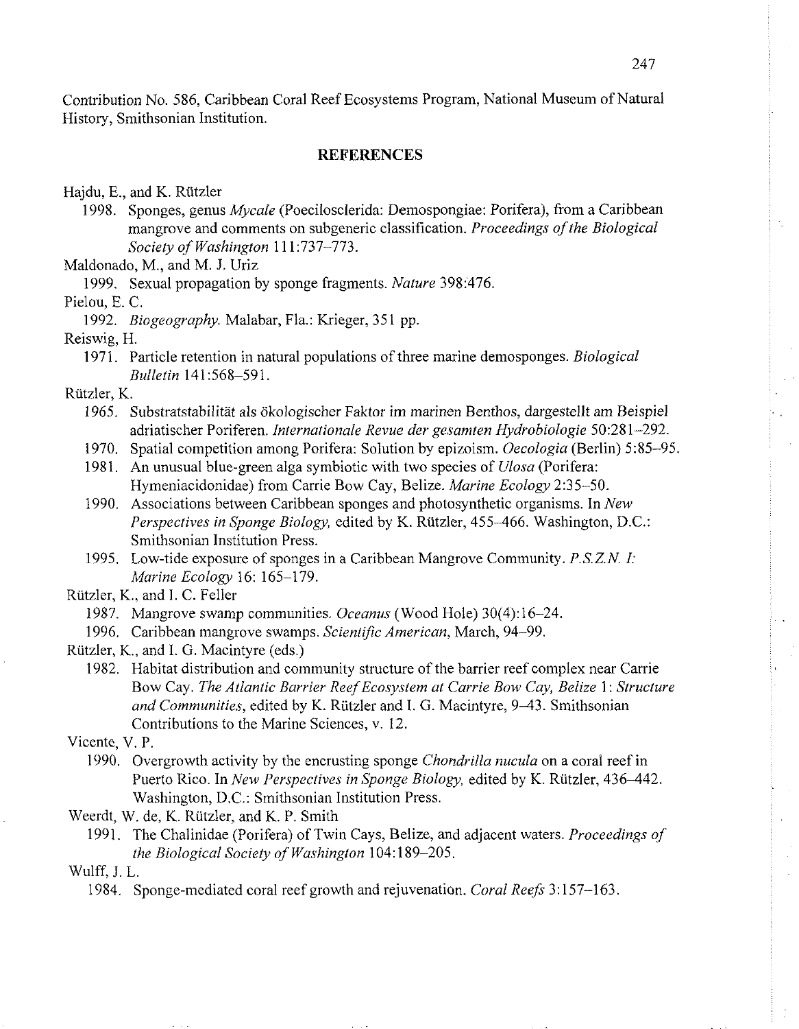Contribution No. 586, Caribbean Coral Reef Ecosystems Program, National Museum of Natural History, Smithsonian Institution.

## REFERENCES

Hajdu, E., and K. Rützler

1998. Sponges, genus *Mycale* (Poecilosclerida: Demospongiae: Porifera), from a Caribbean mangrove and comments on subgeneric classification. *Proceedings of the Biological Society of Washington* 111:737–773.

Maldonado, M., and M. J. Uriz

1999. Sexual propagation by sponge fragments. *Nature* 398:476.

Pielou, E. C.

1992. *Biogeography.* Malabar, Fla.: Krieger, 351 pp.

Reiswig, H.

1971. Particle retention in natural populations of three marine demosponges. *Biological Bulletin* 141:568–591.

Rützler, K.

1965. Substratstabilität als ökologischer Faktor im marinen Benthos, dargestellt am Beispiel adriatischer Poriferen. *Internationale Revue der gesamten Hydrobiologie* 50:281–292.

1970. Spatial competition among Porifera: Solution by epizoism. *Oecologia* (Berlin) 5:85–95.

1981. An unusual blue-green alga symbiotic with two species of *Ulosa* (Porifera: Hymeniacidonidae) from Carrie Bow Cay, Belize. *Marine Ecology* 2:35–50.

1990. Associations between Caribbean sponges and photosynthetic organisms. In *New Perspectives in Sponge Biology,* edited by K. Rützler, 455–466. Washington, D.C.: Smithsonian Institution Press.

1995. Low-tide exposure of sponges in a Caribbean Mangrove Community. *P.S.Z.N. I: Marine Ecology* 16: 165–179.

Rützler, K., and I. C. Feller

1987. Mangrove swamp communities. *Oceanus* (Wood Hole) 30(4):16–24.

1996. Caribbean mangrove swamps. *Scientific American,* March, 94–99.

Rützler, K., and I. G. Macintyre (eds.)

1982. Habitat distribution and community structure of the barrier reef complex near Carrie Bow Cay. *The Atlantic Barrier Reef Ecosystem at Carrie Bow Cay, Belize* 1: *Structure and Communities,* edited by K. Rützler and I. G. Macintyre, 9–43. Smithsonian Contributions to the Marine Sciences, v. 12.

Vicente, V. P.

1990. Overgrowth activity by the encrusting sponge *Chondrilla nucula* on a coral reef in Puerto Rico. In *New Perspectives in Sponge Biology,* edited by K. Rützler, 436–442. Washington, D.C.: Smithsonian Institution Press.

Weerdt, W. de, K. Rützler, and K. P. Smith

1991. The Chalinidae (Porifera) of Twin Cays, Belize, and adjacent waters. *Proceedings of the Biological Society of Washington* 104:189–205.

Wulff, J. L.

1984. Sponge-mediated coral reef growth and rejuvenation. *Coral Reefs* 3:157–163.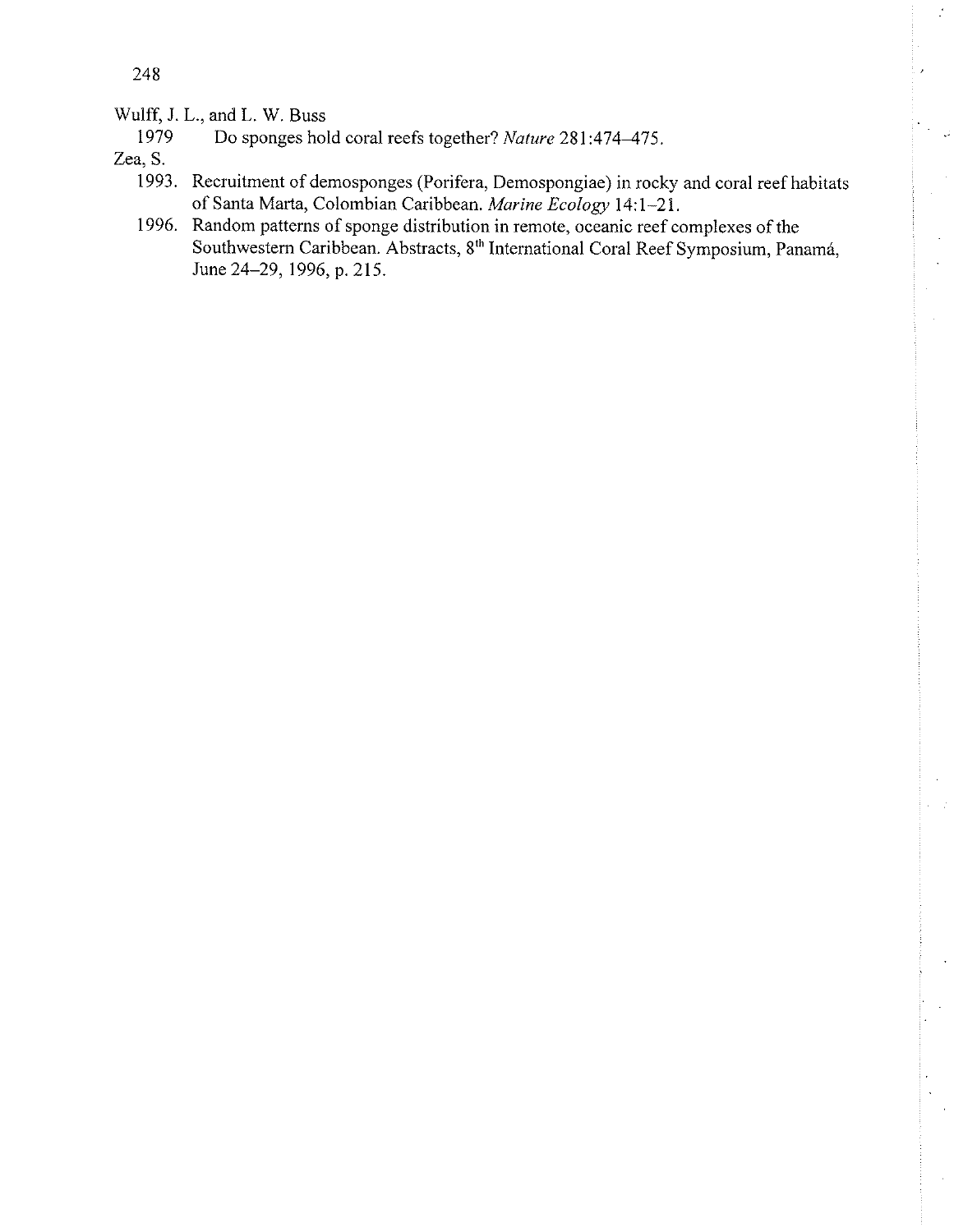Wulff, J. L., and L. W. Buss

1979 Do sponges hold coral reefs together? *Nature* 281:474–475.

Zea, S.

1993. Recruitment of demosponges (Porifera, Demospongiae) in rocky and coral reef habitats of Santa Marta, Colombian Caribbean. *Marine Ecology* 14:1–21.

1996. Random patterns of sponge distribution in remote, oceanic reef complexes of the Southwestern Caribbean. Abstracts, 8th International Coral Reef Symposium, Panamá, June 24–29, 1996, p. 215.